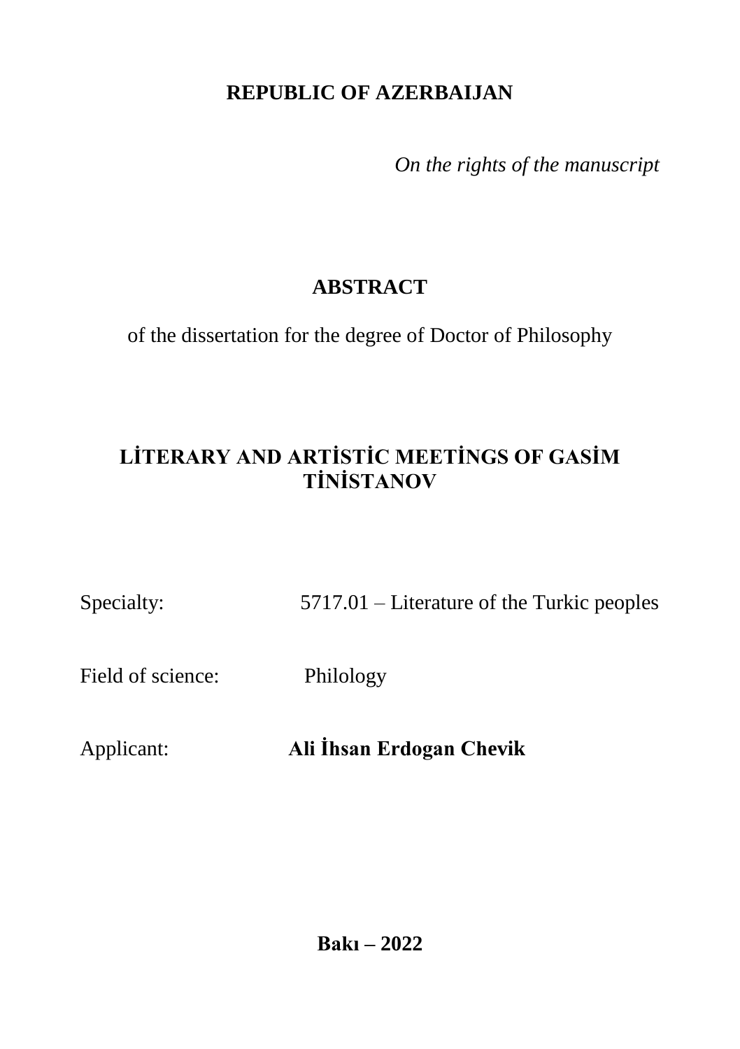**REPUBLIC OF AZERBAIJAN**

*On the rights of the manuscript*

# ABSTRACT

of the dissertation for the degree of Doctor of Philosophy

# LİTERARY AND ARTİSTİC MEETİNGS OF GASİM TİNİSTANOV

Specialty: 5717.01 – Literature of the Turkic peoples

Field of science: Philology

Applicant: **Ali İhsan Erdogan Chevik**

**Bakı – 2022**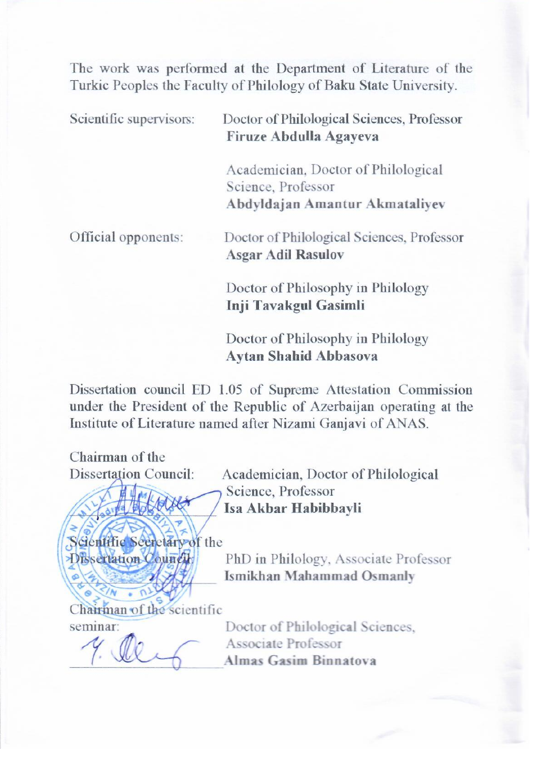The work was performed at the Department of Literature of the Turkic Peoples the Faculty of Philology of Baku State University.

| | |
|---|---|
| Scientific supervisors: | Doctor of Philological Sciences, Professor **Firuze Abdulla Agayeva** |
| | Academician, Doctor of Philological Science, Professor **Abdyldajan Amantur Akmataliyev** |
| Official opponents: | Doctor of Philological Sciences, Professor **Asgar Adil Rasulov** |
| | Doctor of Philosophy in Philology **Inji Tavakgul Gasimli** |
| | Doctor of Philosophy in Philology **Aytan Shahid Abbasova** |

Dissertation council ED 1.05 of Supreme Attestation Commission under the President of the Republic of Azerbaijan operating at the Institute of Literature named after Nizami Ganjavi of ANAS.

| | |
|---|---|
| Chairman of the Dissertation Council: | Academician, Doctor of Philological Science, Professor **Isa Akbar Habibbayli** |
| Scientific Secretary of the Dissertation Council: | PhD in Philology, Associate Professor **Ismikhan Mahammad Osmanly** |
| Chairman of the scientific seminar: | Doctor of Philological Sciences, Associate Professor **Almas Gasim Binnatova** |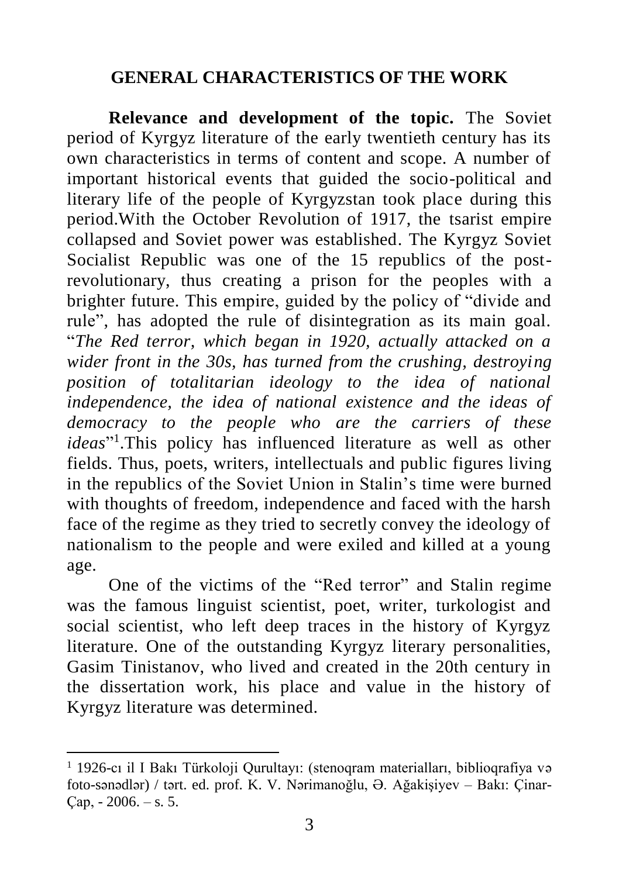## GENERAL CHARACTERISTICS OF THE WORK

**Relevance and development of the topic.** The Soviet period of Kyrgyz literature of the early twentieth century has its own characteristics in terms of content and scope. A number of important historical events that guided the socio-political and literary life of the people of Kyrgyzstan took place during this period.With the October Revolution of 1917, the tsarist empire collapsed and Soviet power was established. The Kyrgyz Soviet Socialist Republic was one of the 15 republics of the post-revolutionary, thus creating a prison for the peoples with a brighter future. This empire, guided by the policy of "divide and rule", has adopted the rule of disintegration as its main goal. "*The Red terror, which began in 1920, actually attacked on a wider front in the 30s, has turned from the crushing, destroying position of totalitarian ideology to the idea of national independence, the idea of national existence and the ideas of democracy to the people who are the carriers of these ideas*"[1].This policy has influenced literature as well as other fields. Thus, poets, writers, intellectuals and public figures living in the republics of the Soviet Union in Stalin's time were burned with thoughts of freedom, independence and faced with the harsh face of the regime as they tried to secretly convey the ideology of nationalism to the people and were exiled and killed at a young age.

One of the victims of the "Red terror" and Stalin regime was the famous linguist scientist, poet, writer, turkologist and social scientist, who left deep traces in the history of Kyrgyz literature. One of the outstanding Kyrgyz literary personalities, Gasim Tinistanov, who lived and created in the 20th century in the dissertation work, his place and value in the history of Kyrgyz literature was determined.

---

[1] 1926-cı il I Bakı Türkoloji Qurultayı: (stenoqram materialları, biblioqrafiya və foto-sənədlər) / tərt. ed. prof. K. V. Nərimanoğlu, Ə. Ağakişiyev – Bakı: Çinar-Çap, - 2006. – s. 5.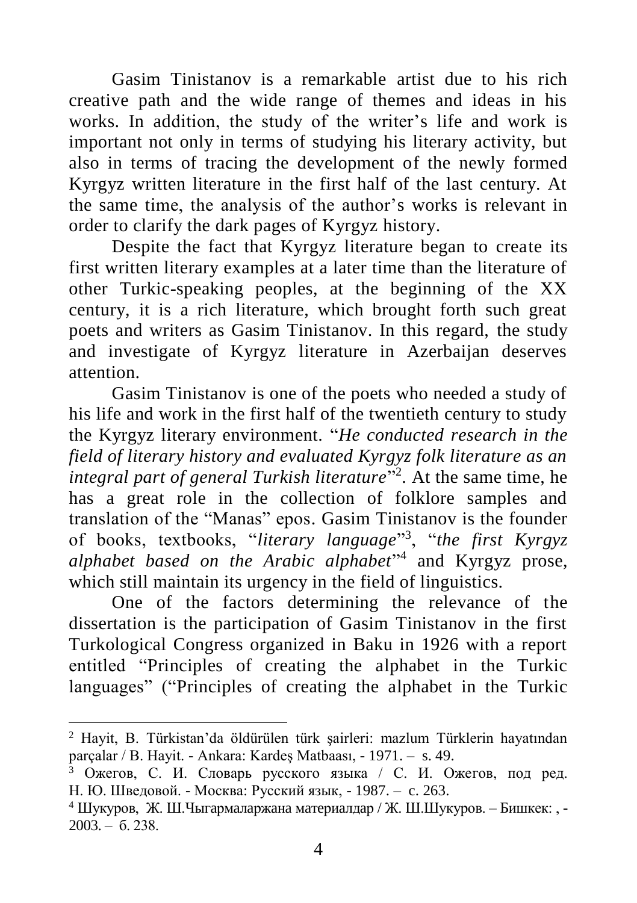Gasim Tinistanov is a remarkable artist due to his rich creative path and the wide range of themes and ideas in his works. In addition, the study of the writer's life and work is important not only in terms of studying his literary activity, but also in terms of tracing the development of the newly formed Kyrgyz written literature in the first half of the last century. At the same time, the analysis of the author's works is relevant in order to clarify the dark pages of Kyrgyz history.

Despite the fact that Kyrgyz literature began to create its first written literary examples at a later time than the literature of other Turkic-speaking peoples, at the beginning of the XX century, it is a rich literature, which brought forth such great poets and writers as Gasim Tinistanov. In this regard, the study and investigate of Kyrgyz literature in Azerbaijan deserves attention.

Gasim Tinistanov is one of the poets who needed a study of his life and work in the first half of the twentieth century to study the Kyrgyz literary environment. "*He conducted research in the field of literary history and evaluated Kyrgyz folk literature as an integral part of general Turkish literature*"[2]. At the same time, he has a great role in the collection of folklore samples and translation of the "Manas" epos. Gasim Tinistanov is the founder of books, textbooks, "*literary language*"[3], "*the first Kyrgyz alphabet based on the Arabic alphabet*"[4] and Kyrgyz prose, which still maintain its urgency in the field of linguistics.

One of the factors determining the relevance of the dissertation is the participation of Gasim Tinistanov in the first Turkological Congress organized in Baku in 1926 with a report entitled "Principles of creating the alphabet in the Turkic languages" ("Principles of creating the alphabet in the Turkic

---

[2] Hayit, B. Türkistan'da öldürülen türk şairleri: mazlum Türklerin hayatından parçalar / B. Hayit. - Ankara: Kardeş Matbaası, - 1971. – s. 49.

[3] Ожегов, С. И. Словарь русского языка / С. И. Ожегов, под ред. Н. Ю. Шведовой. - Москва: Русский язык, - 1987. – с. 263.

[4] Шукуров, Ж. Ш.Чыгармаларжана материалдар / Ж. Ш.Шукуров. – Бишкек: , - 2003. – б. 238.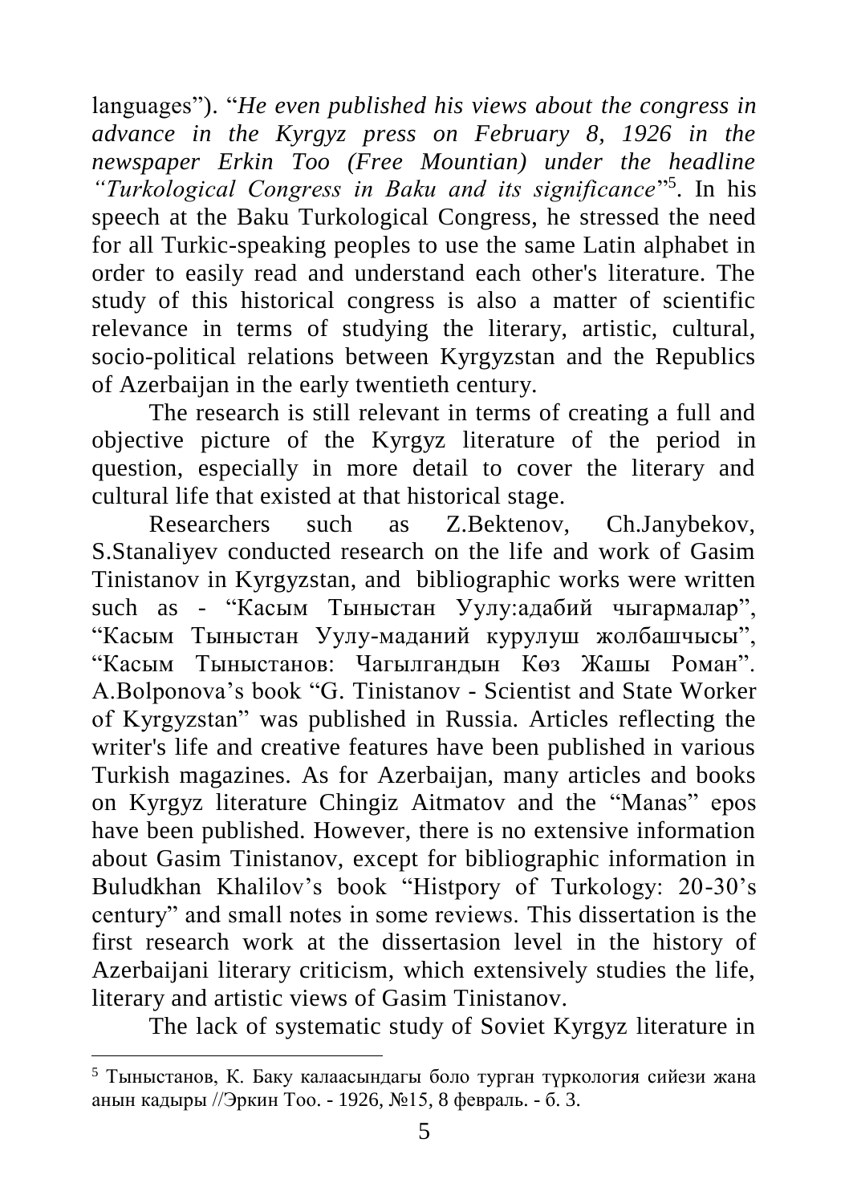languages"). "*He even published his views about the congress in advance in the Kyrgyz press on February 8, 1926 in the newspaper Erkin Too (Free Mountian) under the headline "Turkological Congress in Baku and its significance*"[5]. In his speech at the Baku Turkological Congress, he stressed the need for all Turkic-speaking peoples to use the same Latin alphabet in order to easily read and understand each other's literature. The study of this historical congress is also a matter of scientific relevance in terms of studying the literary, artistic, cultural, socio-political relations between Kyrgyzstan and the Republics of Azerbaijan in the early twentieth century.

The research is still relevant in terms of creating a full and objective picture of the Kyrgyz literature of the period in question, especially in more detail to cover the literary and cultural life that existed at that historical stage.

Researchers such as Z.Bektenov, Ch.Janybekov, S.Stanaliyev conducted research on the life and work of Gasim Tinistanov in Kyrgyzstan, and bibliographic works were written such as - "Касым Тыныстан Уулу:адабий чыгармалар", "Касым Тыныстан Уулу-маданий курулуш жолбашчысы", "Касым Тыныстанов: Чагылгандын Көз Жашы Роман". A.Bolponova's book "G. Tinistanov - Scientist and State Worker of Kyrgyzstan" was published in Russia. Articles reflecting the writer's life and creative features have been published in various Turkish magazines. As for Azerbaijan, many articles and books on Kyrgyz literature Chingiz Aitmatov and the "Manas" epos have been published. However, there is no extensive information about Gasim Tinistanov, except for bibliographic information in Buludkhan Khalilov's book "Histpory of Turkology: 20-30's century" and small notes in some reviews. This dissertation is the first research work at the dissertasion level in the history of Azerbaijani literary criticism, which extensively studies the life, literary and artistic views of Gasim Tinistanov.

The lack of systematic study of Soviet Kyrgyz literature in

---

[5] Тыныстанов, К. Баку калаасындагы боло турган түркология сийези жана анын кадыры //Эркин Тоо. - 1926, №15, 8 февраль. - б. 3.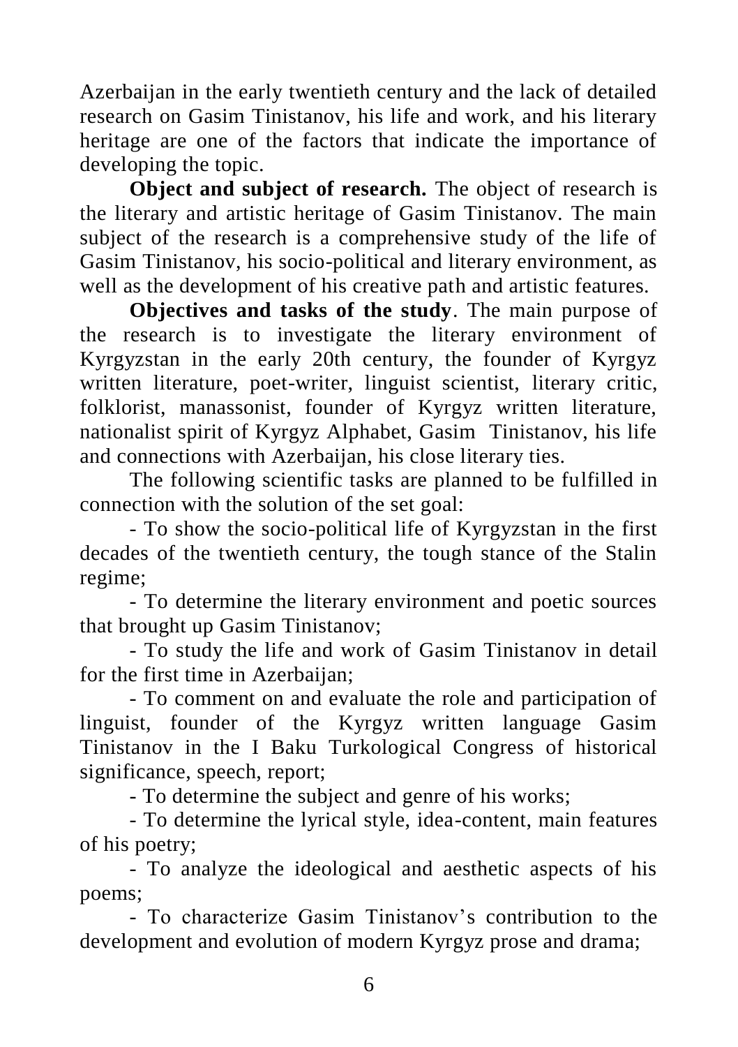Azerbaijan in the early twentieth century and the lack of detailed research on Gasim Tinistanov, his life and work, and his literary heritage are one of the factors that indicate the importance of developing the topic.

**Object and subject of research.** The object of research is the literary and artistic heritage of Gasim Tinistanov. The main subject of the research is a comprehensive study of the life of Gasim Tinistanov, his socio-political and literary environment, as well as the development of his creative path and artistic features.

**Objectives and tasks of the study**. The main purpose of the research is to investigate the literary environment of Kyrgyzstan in the early 20th century, the founder of Kyrgyz written literature, poet-writer, linguist scientist, literary critic, folklorist, manassonist, founder of Kyrgyz written literature, nationalist spirit of Kyrgyz Alphabet, Gasim Tinistanov, his life and connections with Azerbaijan, his close literary ties.

The following scientific tasks are planned to be fulfilled in connection with the solution of the set goal:

- To show the socio-political life of Kyrgyzstan in the first decades of the twentieth century, the tough stance of the Stalin regime;
- To determine the literary environment and poetic sources that brought up Gasim Tinistanov;
- To study the life and work of Gasim Tinistanov in detail for the first time in Azerbaijan;
- To comment on and evaluate the role and participation of linguist, founder of the Kyrgyz written language Gasim Tinistanov in the I Baku Turkological Congress of historical significance, speech, report;
- To determine the subject and genre of his works;
- To determine the lyrical style, idea-content, main features of his poetry;
- To analyze the ideological and aesthetic aspects of his poems;
- To characterize Gasim Tinistanov's contribution to the development and evolution of modern Kyrgyz prose and drama;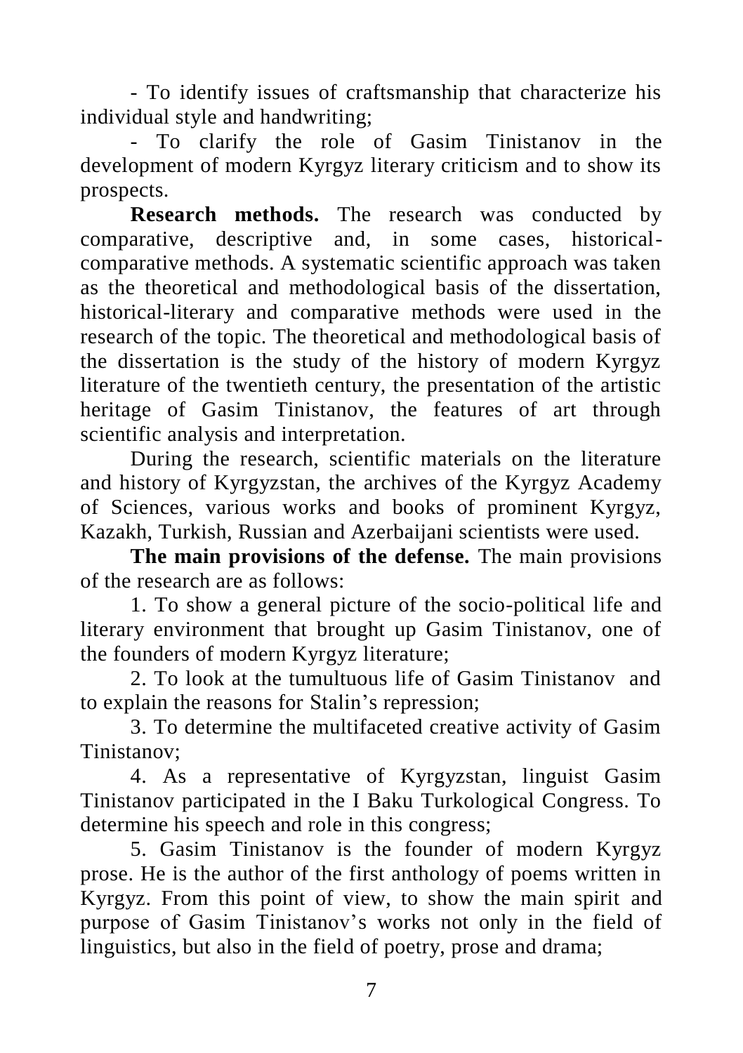- To identify issues of craftsmanship that characterize his individual style and handwriting;

- To clarify the role of Gasim Tinistanov in the development of modern Kyrgyz literary criticism and to show its prospects.

**Research methods.** The research was conducted by comparative, descriptive and, in some cases, historical-comparative methods. A systematic scientific approach was taken as the theoretical and methodological basis of the dissertation, historical-literary and comparative methods were used in the research of the topic. The theoretical and methodological basis of the dissertation is the study of the history of modern Kyrgyz literature of the twentieth century, the presentation of the artistic heritage of Gasim Tinistanov, the features of art through scientific analysis and interpretation.

During the research, scientific materials on the literature and history of Kyrgyzstan, the archives of the Kyrgyz Academy of Sciences, various works and books of prominent Kyrgyz, Kazakh, Turkish, Russian and Azerbaijani scientists were used.

**The main provisions of the defense.** The main provisions of the research are as follows:

1. To show a general picture of the socio-political life and literary environment that brought up Gasim Tinistanov, one of the founders of modern Kyrgyz literature;

2. To look at the tumultuous life of Gasim Tinistanov and to explain the reasons for Stalin's repression;

3. To determine the multifaceted creative activity of Gasim Tinistanov;

4. As a representative of Kyrgyzstan, linguist Gasim Tinistanov participated in the I Baku Turkological Congress. To determine his speech and role in this congress;

5. Gasim Tinistanov is the founder of modern Kyrgyz prose. He is the author of the first anthology of poems written in Kyrgyz. From this point of view, to show the main spirit and purpose of Gasim Tinistanov's works not only in the field of linguistics, but also in the field of poetry, prose and drama;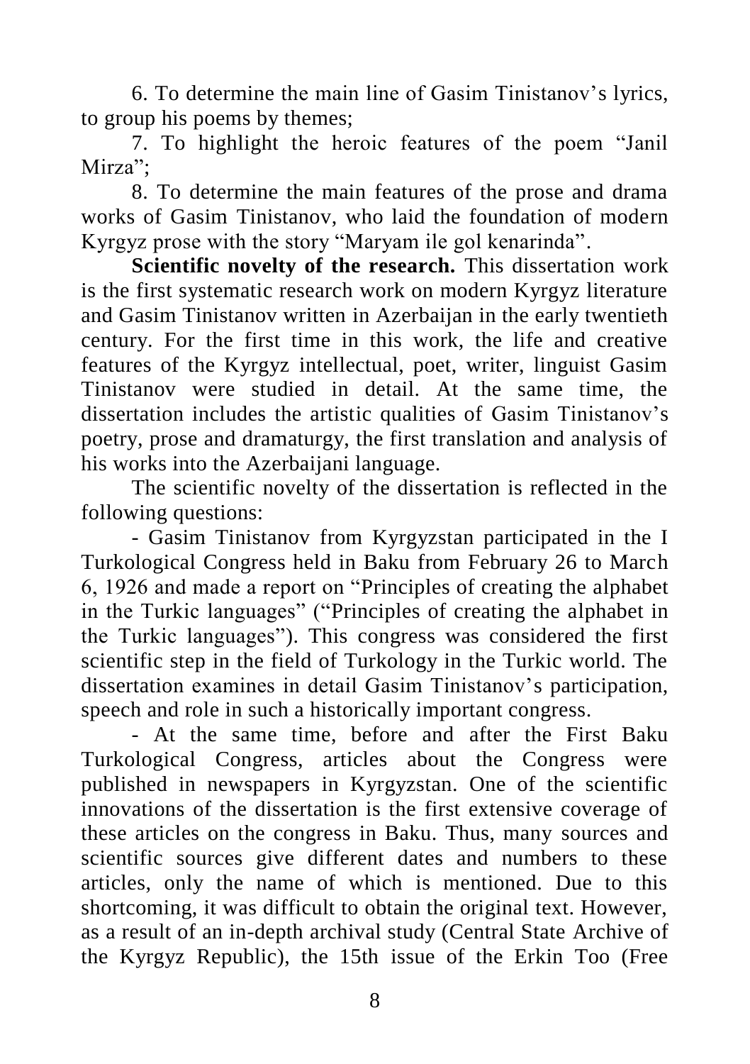6. To determine the main line of Gasim Tinistanov's lyrics, to group his poems by themes;

7. To highlight the heroic features of the poem "Janil Mirza";

8. To determine the main features of the prose and drama works of Gasim Tinistanov, who laid the foundation of modern Kyrgyz prose with the story "Maryam ile gol kenarinda".

**Scientific novelty of the research.** This dissertation work is the first systematic research work on modern Kyrgyz literature and Gasim Tinistanov written in Azerbaijan in the early twentieth century. For the first time in this work, the life and creative features of the Kyrgyz intellectual, poet, writer, linguist Gasim Tinistanov were studied in detail. At the same time, the dissertation includes the artistic qualities of Gasim Tinistanov's poetry, prose and dramaturgy, the first translation and analysis of his works into the Azerbaijani language.

The scientific novelty of the dissertation is reflected in the following questions:

- Gasim Tinistanov from Kyrgyzstan participated in the I Turkological Congress held in Baku from February 26 to March 6, 1926 and made a report on "Principles of creating the alphabet in the Turkic languages" ("Principles of creating the alphabet in the Turkic languages"). This congress was considered the first scientific step in the field of Turkology in the Turkic world. The dissertation examines in detail Gasim Tinistanov's participation, speech and role in such a historically important congress.

- At the same time, before and after the First Baku Turkological Congress, articles about the Congress were published in newspapers in Kyrgyzstan. One of the scientific innovations of the dissertation is the first extensive coverage of these articles on the congress in Baku. Thus, many sources and scientific sources give different dates and numbers to these articles, only the name of which is mentioned. Due to this shortcoming, it was difficult to obtain the original text. However, as a result of an in-depth archival study (Central State Archive of the Kyrgyz Republic), the 15th issue of the Erkin Too (Free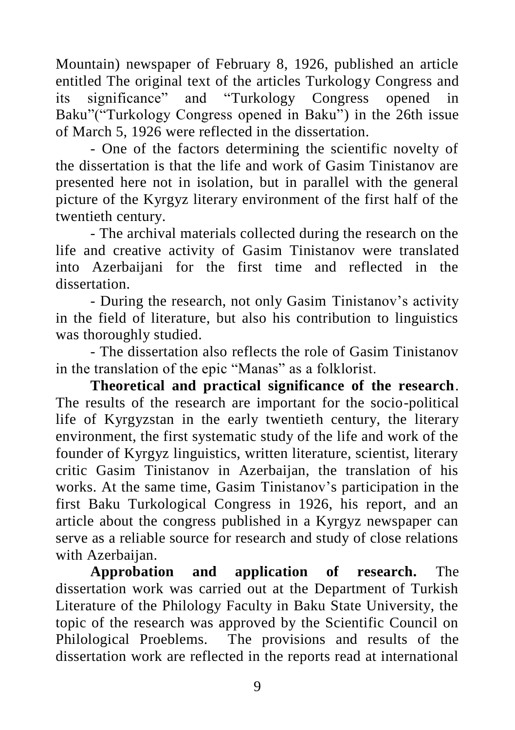Mountain) newspaper of February 8, 1926, published an article entitled The original text of the articles Turkology Congress and its significance" and "Turkology Congress opened in Baku"("Turkology Congress opened in Baku") in the 26th issue of March 5, 1926 were reflected in the dissertation.

- One of the factors determining the scientific novelty of the dissertation is that the life and work of Gasim Tinistanov are presented here not in isolation, but in parallel with the general picture of the Kyrgyz literary environment of the first half of the twentieth century.
- The archival materials collected during the research on the life and creative activity of Gasim Tinistanov were translated into Azerbaijani for the first time and reflected in the dissertation.
- During the research, not only Gasim Tinistanov's activity in the field of literature, but also his contribution to linguistics was thoroughly studied.
- The dissertation also reflects the role of Gasim Tinistanov in the translation of the epic "Manas" as a folklorist.

**Theoretical and practical significance of the research**. The results of the research are important for the socio-political life of Kyrgyzstan in the early twentieth century, the literary environment, the first systematic study of the life and work of the founder of Kyrgyz linguistics, written literature, scientist, literary critic Gasim Tinistanov in Azerbaijan, the translation of his works. At the same time, Gasim Tinistanov's participation in the first Baku Turkological Congress in 1926, his report, and an article about the congress published in a Kyrgyz newspaper can serve as a reliable source for research and study of close relations with Azerbaijan.

**Approbation and application of research.** The dissertation work was carried out at the Department of Turkish Literature of the Philology Faculty in Baku State University, the topic of the research was approved by the Scientific Council on Philological Proeblems. The provisions and results of the dissertation work are reflected in the reports read at international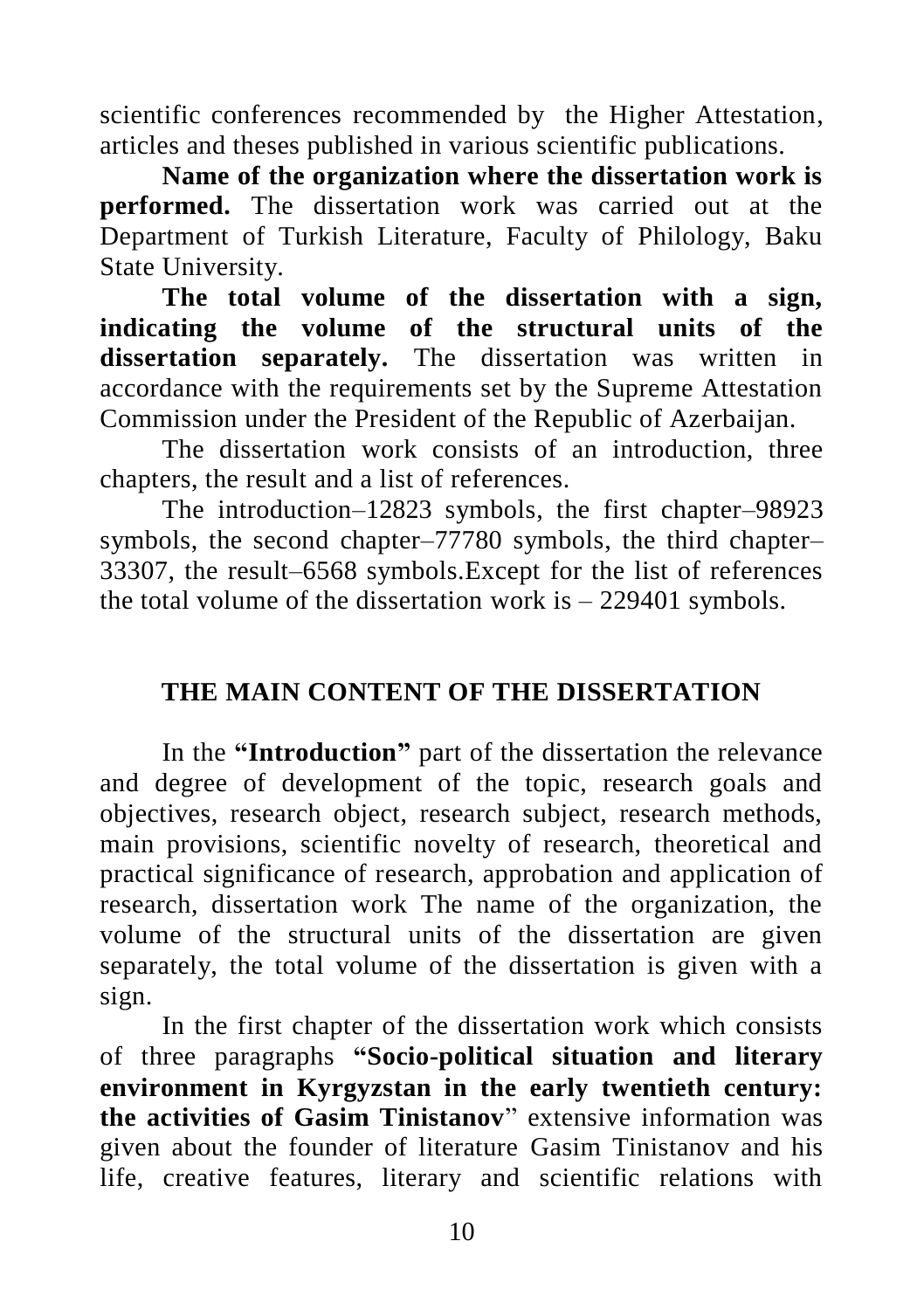scientific conferences recommended by the Higher Attestation, articles and theses published in various scientific publications.

**Name of the organization where the dissertation work is performed.** The dissertation work was carried out at the Department of Turkish Literature, Faculty of Philology, Baku State University.

**The total volume of the dissertation with a sign, indicating the volume of the structural units of the dissertation separately.** The dissertation was written in accordance with the requirements set by the Supreme Attestation Commission under the President of the Republic of Azerbaijan.

The dissertation work consists of an introduction, three chapters, the result and a list of references.

The introduction–12823 symbols, the first chapter–98923 symbols, the second chapter–77780 symbols, the third chapter–33307, the result–6568 symbols.Except for the list of references the total volume of the dissertation work is – 229401 symbols.

## THE MAIN CONTENT OF THE DISSERTATION

In the **"Introduction"** part of the dissertation the relevance and degree of development of the topic, research goals and objectives, research object, research subject, research methods, main provisions, scientific novelty of research, theoretical and practical significance of research, approbation and application of research, dissertation work The name of the organization, the volume of the structural units of the dissertation are given separately, the total volume of the dissertation is given with a sign.

In the first chapter of the dissertation work which consists of three paragraphs **"Socio-political situation and literary environment in Kyrgyzstan in the early twentieth century: the activities of Gasim Tinistanov**" extensive information was given about the founder of literature Gasim Tinistanov and his life, creative features, literary and scientific relations with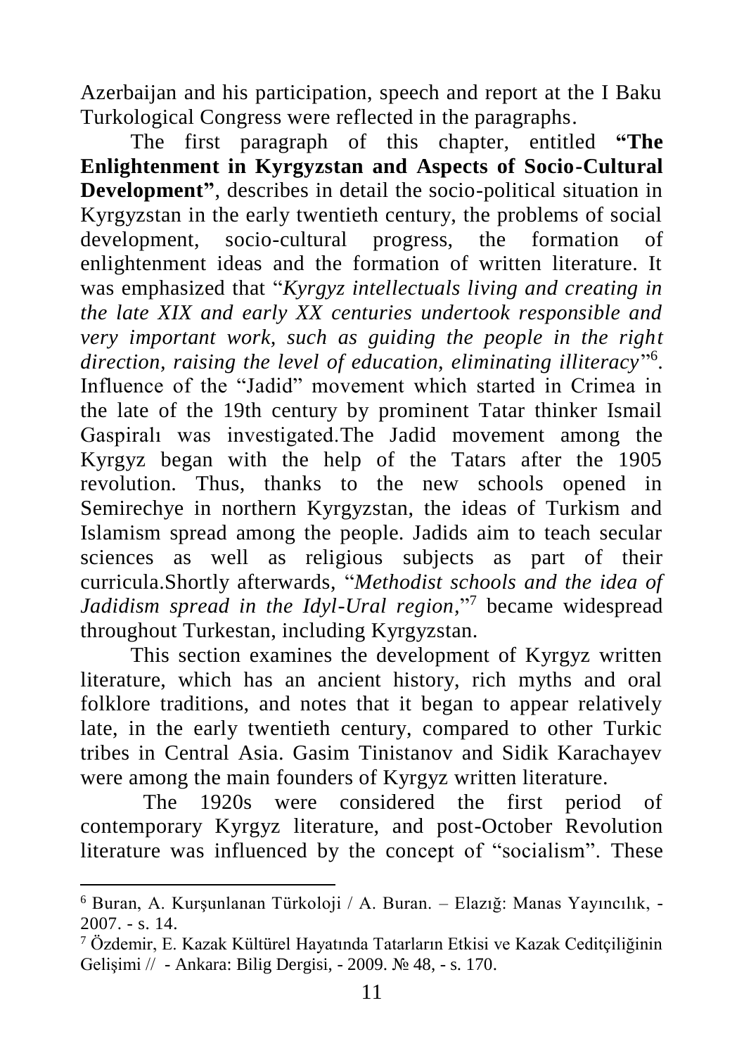Azerbaijan and his participation, speech and report at the I Baku Turkological Congress were reflected in the paragraphs.

The first paragraph of this chapter, entitled **"The Enlightenment in Kyrgyzstan and Aspects of Socio-Cultural Development"**, describes in detail the socio-political situation in Kyrgyzstan in the early twentieth century, the problems of social development, socio-cultural progress, the formation of enlightenment ideas and the formation of written literature. It was emphasized that "*Kyrgyz intellectuals living and creating in the late XIX and early XX centuries undertook responsible and very important work, such as guiding the people in the right direction, raising the level of education, eliminating illiteracy*"[6]. Influence of the "Jadid" movement which started in Crimea in the late of the 19th century by prominent Tatar thinker Ismail Gaspiralı was investigated.The Jadid movement among the Kyrgyz began with the help of the Tatars after the 1905 revolution. Thus, thanks to the new schools opened in Semirechye in northern Kyrgyzstan, the ideas of Turkism and Islamism spread among the people. Jadids aim to teach secular sciences as well as religious subjects as part of their curricula.Shortly afterwards, "*Methodist schools and the idea of Jadidism spread in the Idyl-Ural region*,"[7] became widespread throughout Turkestan, including Kyrgyzstan.

This section examines the development of Kyrgyz written literature, which has an ancient history, rich myths and oral folklore traditions, and notes that it began to appear relatively late, in the early twentieth century, compared to other Turkic tribes in Central Asia. Gasim Tinistanov and Sidik Karachayev were among the main founders of Kyrgyz written literature.

The 1920s were considered the first period of contemporary Kyrgyz literature, and post-October Revolution literature was influenced by the concept of "socialism". These

---

[6] Buran, A. Kurşunlanan Türkoloji / A. Buran. – Elazığ: Manas Yayıncılık, - 2007. - s. 14.

[7] Özdemir, E. Kazak Kültürel Hayatında Tatarların Etkisi ve Kazak Ceditçiliğinin Gelişimi // - Ankara: Bilig Dergisi, - 2009. № 48, - s. 170.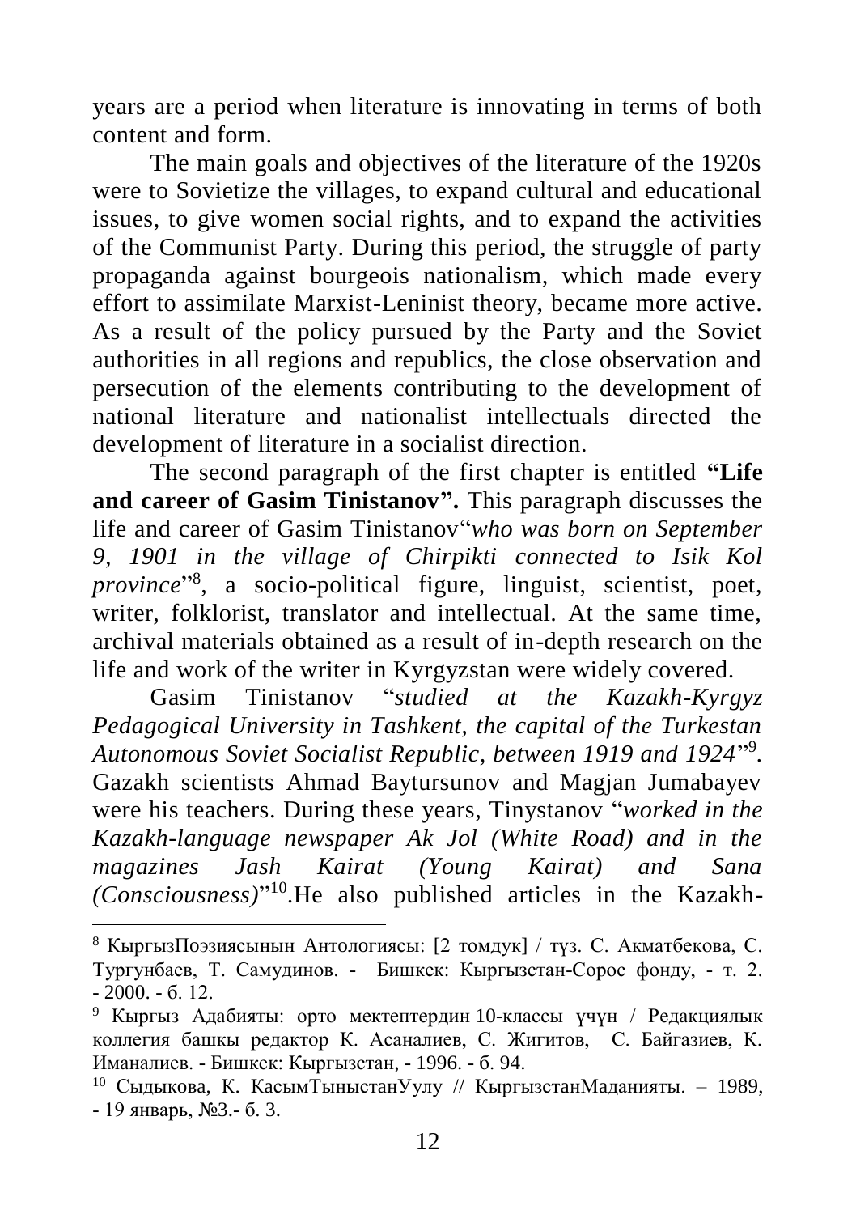years are a period when literature is innovating in terms of both content and form.

The main goals and objectives of the literature of the 1920s were to Sovietize the villages, to expand cultural and educational issues, to give women social rights, and to expand the activities of the Communist Party. During this period, the struggle of party propaganda against bourgeois nationalism, which made every effort to assimilate Marxist-Leninist theory, became more active. As a result of the policy pursued by the Party and the Soviet authorities in all regions and republics, the close observation and persecution of the elements contributing to the development of national literature and nationalist intellectuals directed the development of literature in a socialist direction.

The second paragraph of the first chapter is entitled **"Life and career of Gasim Tinistanov".** This paragraph discusses the life and career of Gasim Tinistanov"*who was born on September 9, 1901 in the village of Chirpikti connected to Isik Kol province*"[8], a socio-political figure, linguist, scientist, poet, writer, folklorist, translator and intellectual. At the same time, archival materials obtained as a result of in-depth research on the life and work of the writer in Kyrgyzstan were widely covered.

Gasim Tinistanov "*studied at the Kazakh-Kyrgyz Pedagogical University in Tashkent, the capital of the Turkestan Autonomous Soviet Socialist Republic, between 1919 and 1924*"[9]. Gazakh scientists Ahmad Baytursunov and Magjan Jumabayev were his teachers. During these years, Tinystanov "*worked in the Kazakh-language newspaper Ak Jol (White Road) and in the magazines Jash Kairat (Young Kairat) and Sana (Consciousness)*"[10].He also published articles in the Kazakh-

---

[8] КыргызПоэзиясынын Антологиясы: [2 томдук] / түз. С. Акматбекова, С. Тургунбаев, Т. Самудинов. - Бишкек: Кыргызстан-Сорос фонду, - т. 2. - 2000. - б. 12.

[9] Кыргыз Адабияты: орто мектептердин 10-классы үчүн / Редакциялык коллегия башкы редактор К. Асаналиев, С. Жигитов, С. Байгазиев, К. Иманалиев. - Бишкек: Кыргызстан, - 1996. - б. 94.

[10] Сыдыкова, К. КасымТыныстанУулу // КыргызстанМаданияты. – 1989, - 19 январь, №3.- б. 3.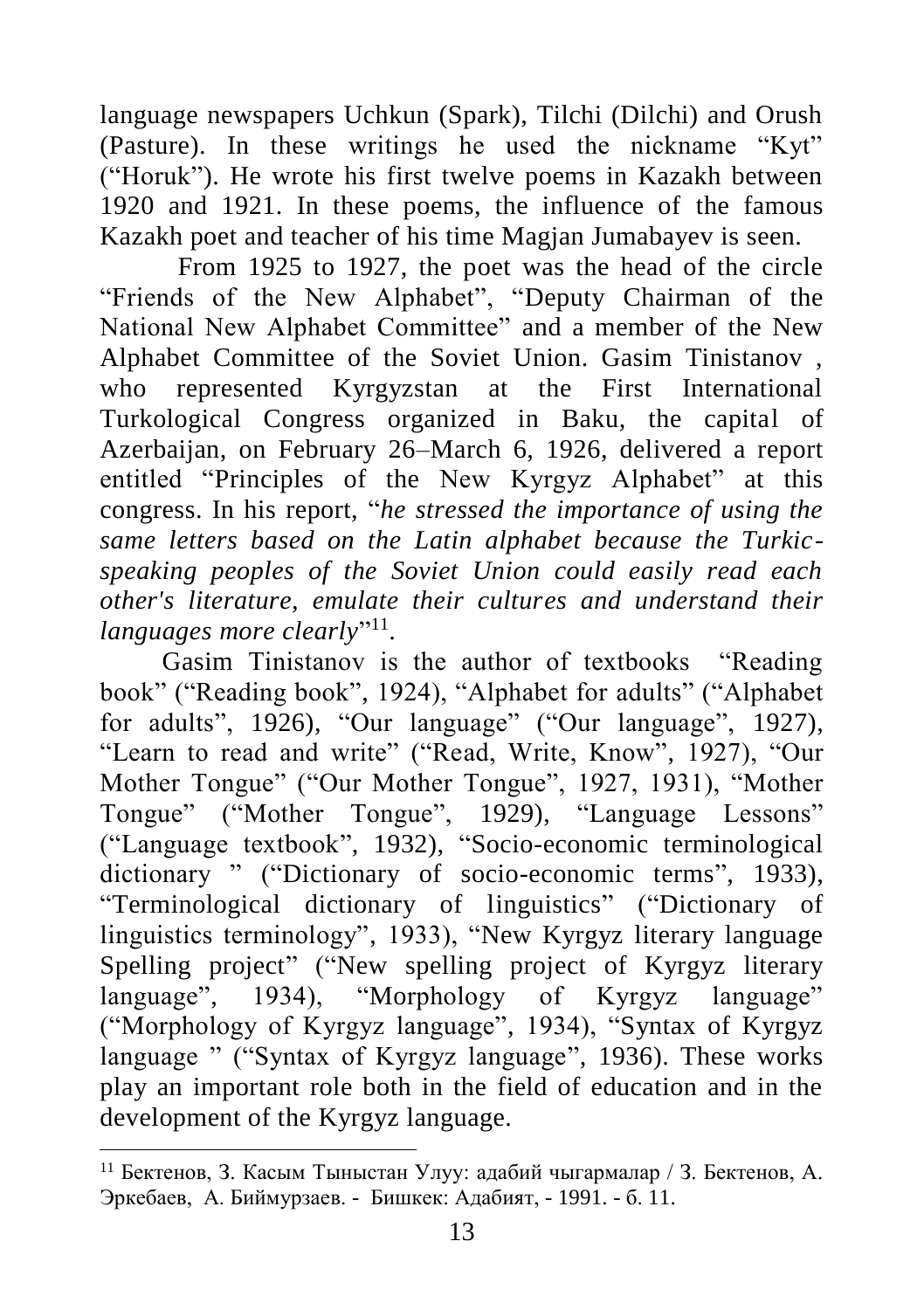language newspapers Uchkun (Spark), Tilchi (Dilchi) and Orush (Pasture). In these writings he used the nickname "Kyt" ("Horuk"). He wrote his first twelve poems in Kazakh between 1920 and 1921. In these poems, the influence of the famous Kazakh poet and teacher of his time Magjan Jumabayev is seen.

From 1925 to 1927, the poet was the head of the circle "Friends of the New Alphabet", "Deputy Chairman of the National New Alphabet Committee" and a member of the New Alphabet Committee of the Soviet Union. Gasim Tinistanov , who represented Kyrgyzstan at the First International Turkological Congress organized in Baku, the capital of Azerbaijan, on February 26–March 6, 1926, delivered a report entitled "Principles of the New Kyrgyz Alphabet" at this congress. In his report, "*he stressed the importance of using the same letters based on the Latin alphabet because the Turkic-speaking peoples of the Soviet Union could easily read each other's literature, emulate their cultures and understand their languages more clearly*"[11].

Gasim Tinistanov is the author of textbooks "Reading book" ("Reading book", 1924), "Alphabet for adults" ("Alphabet for adults", 1926), "Our language" ("Our language", 1927), "Learn to read and write" ("Read, Write, Know", 1927), "Our Mother Tongue" ("Our Mother Tongue", 1927, 1931), "Mother Tongue" ("Mother Tongue", 1929), "Language Lessons" ("Language textbook", 1932), "Socio-economic terminological dictionary " ("Dictionary of socio-economic terms", 1933), "Terminological dictionary of linguistics" ("Dictionary of linguistics terminology", 1933), "New Kyrgyz literary language Spelling project" ("New spelling project of Kyrgyz literary language", 1934), "Morphology of Kyrgyz language" ("Morphology of Kyrgyz language", 1934), "Syntax of Kyrgyz language " ("Syntax of Kyrgyz language", 1936). These works play an important role both in the field of education and in the development of the Kyrgyz language.

---

[11] Бектенов, З. Касым Тыныстан Улуу: адабий чыгармалар / З. Бектенов, А. Эркебаев, А. Биймурзаев. - Бишкек: Адабият, - 1991. - б. 11.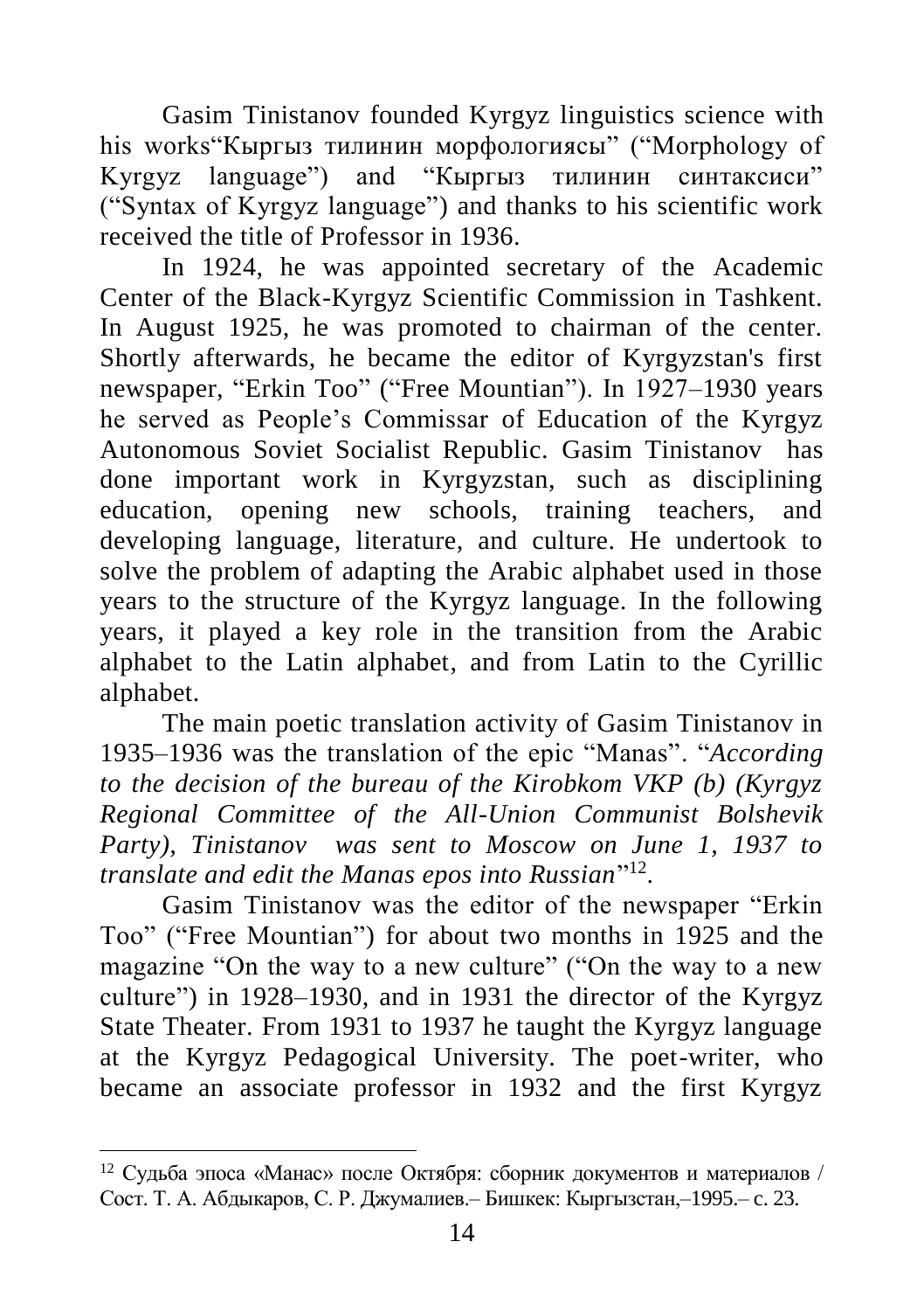Gasim Tinistanov founded Kyrgyz linguistics science with his works"Кыргыз тилинин морфологиясы" ("Morphology of Kyrgyz language") and "Кыргыз тилинин синтаксиси" ("Syntax of Kyrgyz language") and thanks to his scientific work received the title of Professor in 1936.

In 1924, he was appointed secretary of the Academic Center of the Black-Kyrgyz Scientific Commission in Tashkent. In August 1925, he was promoted to chairman of the center. Shortly afterwards, he became the editor of Kyrgyzstan's first newspaper, "Erkin Too" ("Free Mountian"). In 1927–1930 years he served as People's Commissar of Education of the Kyrgyz Autonomous Soviet Socialist Republic. Gasim Tinistanov has done important work in Kyrgyzstan, such as disciplining education, opening new schools, training teachers, and developing language, literature, and culture. He undertook to solve the problem of adapting the Arabic alphabet used in those years to the structure of the Kyrgyz language. In the following years, it played a key role in the transition from the Arabic alphabet to the Latin alphabet, and from Latin to the Cyrillic alphabet.

The main poetic translation activity of Gasim Tinistanov in 1935–1936 was the translation of the epic "Manas". "*According to the decision of the bureau of the Kirobkom VKP (b) (Kyrgyz Regional Committee of the All-Union Communist Bolshevik Party), Tinistanov was sent to Moscow on June 1, 1937 to translate and edit the Manas epos into Russian*"[12].

Gasim Tinistanov was the editor of the newspaper "Erkin Too" ("Free Mountian") for about two months in 1925 and the magazine "On the way to a new culture" ("On the way to a new culture") in 1928–1930, and in 1931 the director of the Kyrgyz State Theater. From 1931 to 1937 he taught the Kyrgyz language at the Kyrgyz Pedagogical University. The poet-writer, who became an associate professor in 1932 and the first Kyrgyz

---

[12] Судьба эпоса «Манас» после Октября: сборник документов и материалов / Сост. Т. А. Абдыкаров, С. Р. Джумалиев.– Бишкек: Кыргызстан,–1995.– с. 23.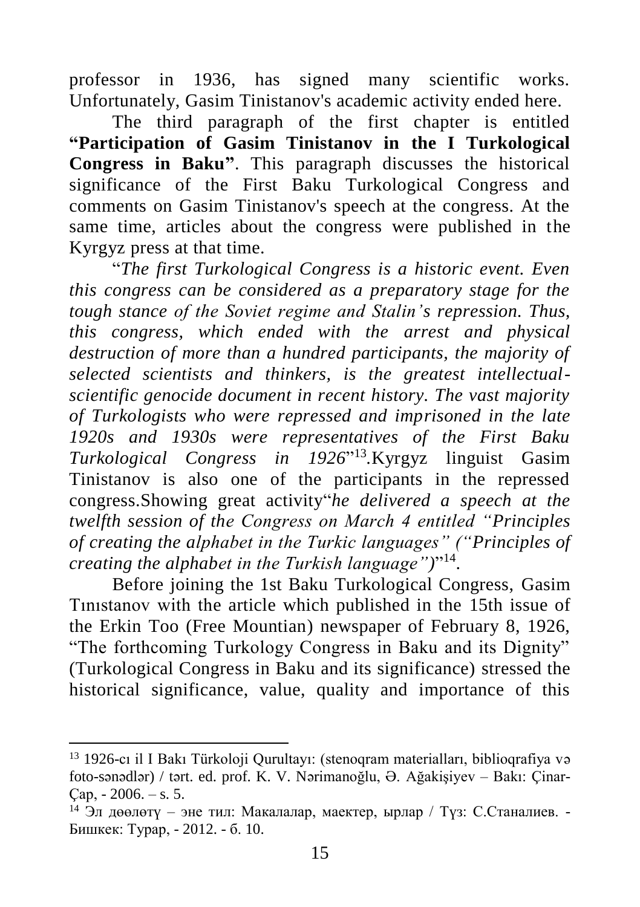professor in 1936, has signed many scientific works. Unfortunately, Gasim Tinistanov's academic activity ended here.

The third paragraph of the first chapter is entitled **"Participation of Gasim Tinistanov in the I Turkological Congress in Baku"**. This paragraph discusses the historical significance of the First Baku Turkological Congress and comments on Gasim Tinistanov's speech at the congress. At the same time, articles about the congress were published in the Kyrgyz press at that time.

"*The first Turkological Congress is a historic event. Even this congress can be considered as a preparatory stage for the tough stance of the Soviet regime and Stalin's repression. Thus, this congress, which ended with the arrest and physical destruction of more than a hundred participants, the majority of selected scientists and thinkers, is the greatest intellectual-scientific genocide document in recent history. The vast majority of Turkologists who were repressed and imprisoned in the late 1920s and 1930s were representatives of the First Baku Turkological Congress in 1926*"[13].Kyrgyz linguist Gasim Tinistanov is also one of the participants in the repressed congress.Showing great activity"*he delivered a speech at the twelfth session of the Congress on March 4 entitled "Principles of creating the alphabet in the Turkic languages" ("Principles of creating the alphabet in the Turkish language")*"[14].

Before joining the 1st Baku Turkological Congress, Gasim Tınıstanov with the article which published in the 15th issue of the Erkin Too (Free Mountian) newspaper of February 8, 1926, "The forthcoming Turkology Congress in Baku and its Dignity" (Turkological Congress in Baku and its significance) stressed the historical significance, value, quality and importance of this

---

[13] 1926-cı il I Bakı Türkoloji Qurultayı: (stenoqram materialları, biblioqrafiya və foto-sənədlər) / tərt. ed. prof. K. V. Nərimanoğlu, Ə. Ağakişiyev – Bakı: Çinar-Çap, - 2006. – s. 5.

[14] Эл дөөлөтү – эне тил: Макалалар, маектер, ырлар / Түз: С.Станалиев. - Бишкек: Турар, - 2012. - б. 10.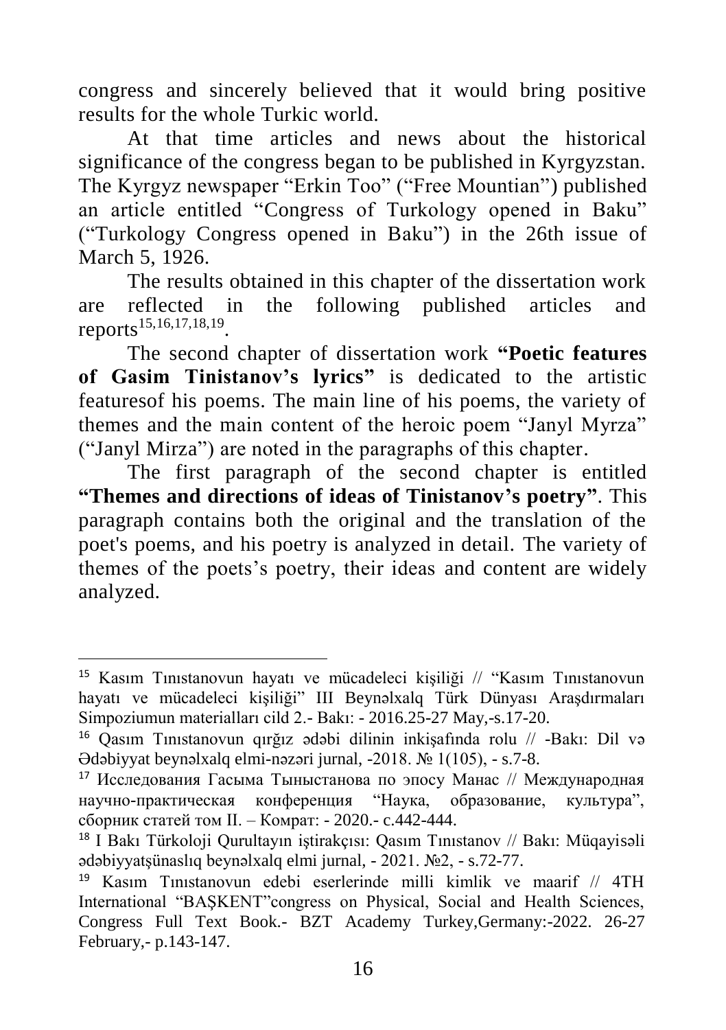congress and sincerely believed that it would bring positive results for the whole Turkic world.

At that time articles and news about the historical significance of the congress began to be published in Kyrgyzstan. The Kyrgyz newspaper "Erkin Too" ("Free Mountian") published an article entitled "Congress of Turkology opened in Baku" ("Turkology Congress opened in Baku") in the 26th issue of March 5, 1926.

The results obtained in this chapter of the dissertation work are reflected in the following published articles and reports[15,16,17,18,19].

The second chapter of dissertation work **"Poetic features of Gasim Tinistanov's lyrics"** is dedicated to the artistic featuresof his poems. The main line of his poems, the variety of themes and the main content of the heroic poem "Janyl Myrza" ("Janyl Mirza") are noted in the paragraphs of this chapter.

The first paragraph of the second chapter is entitled **"Themes and directions of ideas of Tinistanov's poetry"**. This paragraph contains both the original and the translation of the poet's poems, and his poetry is analyzed in detail. The variety of themes of the poets's poetry, their ideas and content are widely analyzed.

---

[15] Kasım Tınıstanovun hayatı ve mücadeleci kişiliği // "Kasım Tınıstanovun hayatı ve mücadeleci kişiliği" III Beynəlxalq Türk Dünyası Araşdırmaları Simpoziumun materialları cild 2.- Bakı: - 2016.25-27 May,-s.17-20.

[16] Qasım Tınıstanovun qırğız ədəbi dilinin inkişafında rolu // -Bakı: Dil və Ədəbiyyat beynəlxalq elmi-nəzəri jurnal, -2018. № 1(105), - s.7-8.

[17] Исследования Гасыма Тыныстанова по эпосу Манас // Международная научно-практическая конференция "Наука, образование, культура", сборник статей том II. – Комрат: - 2020.- с.442-444.

[18] I Bakı Türkoloji Qurultayın iştirakçısı: Qasım Tınıstanov // Bakı: Müqayisəli ədəbiyyatşünaslıq beynəlxalq elmi jurnal, - 2021. №2, - s.72-77.

[19] Kasım Tınıstanovun edebi eserlerinde milli kimlik ve maarif // 4TH International "BAŞKENT"congress on Physical, Social and Health Sciences, Congress Full Text Book.- BZT Academy Turkey,Germany:-2022. 26-27 February,- p.143-147.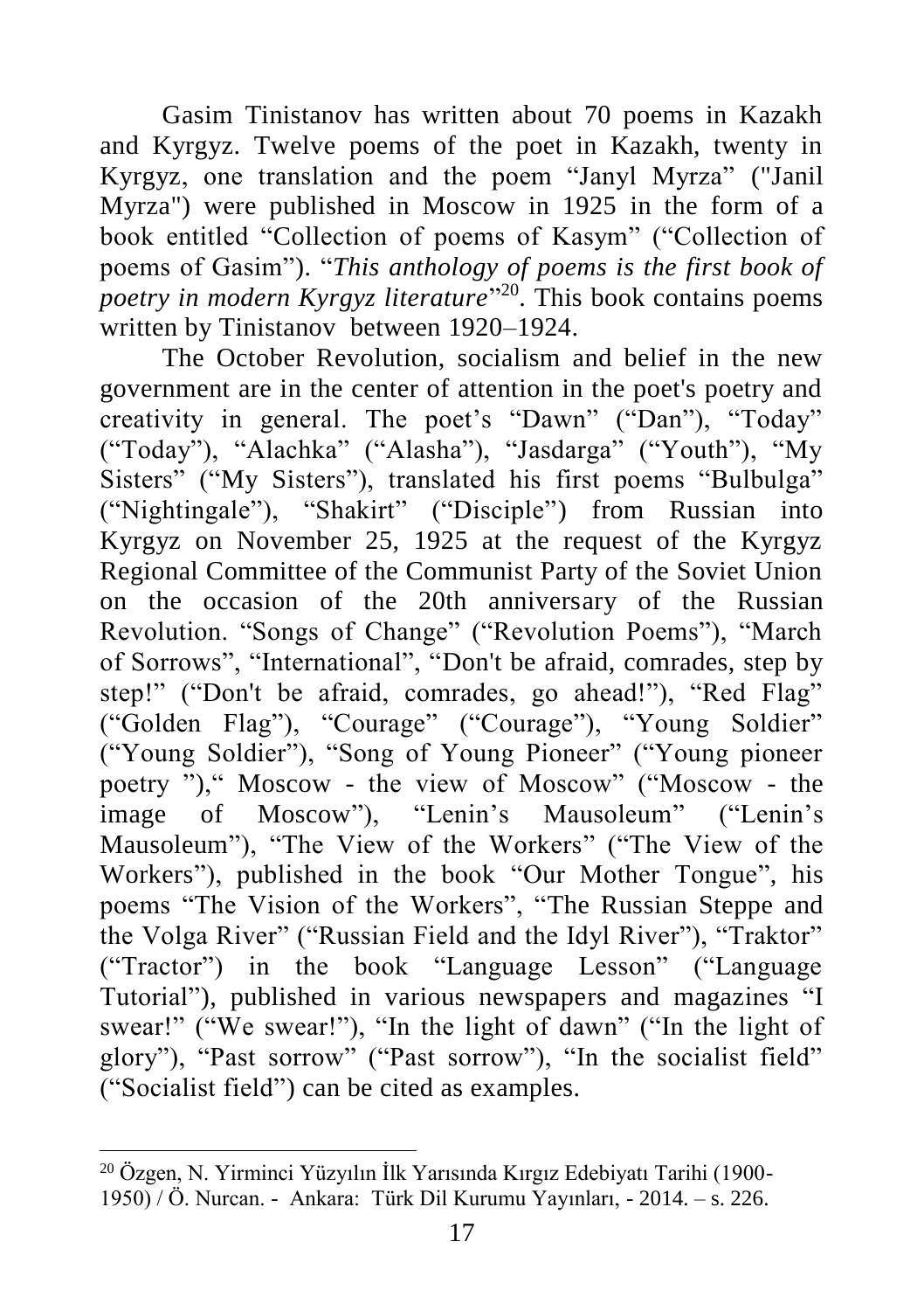Gasim Tinistanov has written about 70 poems in Kazakh and Kyrgyz. Twelve poems of the poet in Kazakh, twenty in Kyrgyz, one translation and the poem “Janyl Myrza” ("Janil Myrza") were published in Moscow in 1925 in the form of a book entitled “Collection of poems of Kasym” (“Collection of poems of Gasim”). “*This anthology of poems is the first book of poetry in modern Kyrgyz literature*”[20]. This book contains poems written by Tinistanov between 1920–1924.

The October Revolution, socialism and belief in the new government are in the center of attention in the poet's poetry and creativity in general. The poet’s “Dawn” (“Dan”), “Today” (“Today”), “Alachka” (“Alasha”), “Jasdarga” (“Youth”), “My Sisters” (“My Sisters”), translated his first poems “Bulbulga” (“Nightingale”), “Shakirt” (“Disciple”) from Russian into Kyrgyz on November 25, 1925 at the request of the Kyrgyz Regional Committee of the Communist Party of the Soviet Union on the occasion of the 20th anniversary of the Russian Revolution. “Songs of Change” (“Revolution Poems”), “March of Sorrows”, “International”, “Don't be afraid, comrades, step by step!” (“Don't be afraid, comrades, go ahead!”), “Red Flag” (“Golden Flag”), “Courage” (“Courage”), “Young Soldier” (“Young Soldier”), “Song of Young Pioneer” (“Young pioneer poetry ”),“ Moscow - the view of Moscow” (“Moscow - the image of Moscow”), “Lenin’s Mausoleum” (“Lenin’s Mausoleum”), “The View of the Workers” (“The View of the Workers”), published in the book “Our Mother Tongue”, his poems “The Vision of the Workers”, “The Russian Steppe and the Volga River” (“Russian Field and the Idyl River”), “Traktor” (“Tractor”) in the book “Language Lesson” (“Language Tutorial”), published in various newspapers and magazines “I swear!” (“We swear!”), “In the light of dawn” (“In the light of glory”), “Past sorrow” (“Past sorrow”), “In the socialist field” (“Socialist field”) can be cited as examples.

---

[20] Özgen, N. Yirminci Yüzyılın İlk Yarısında Kırgız Edebiyatı Tarihi (1900-1950) / Ö. Nurcan. - Ankara: Türk Dil Kurumu Yayınları, - 2014. – s. 226.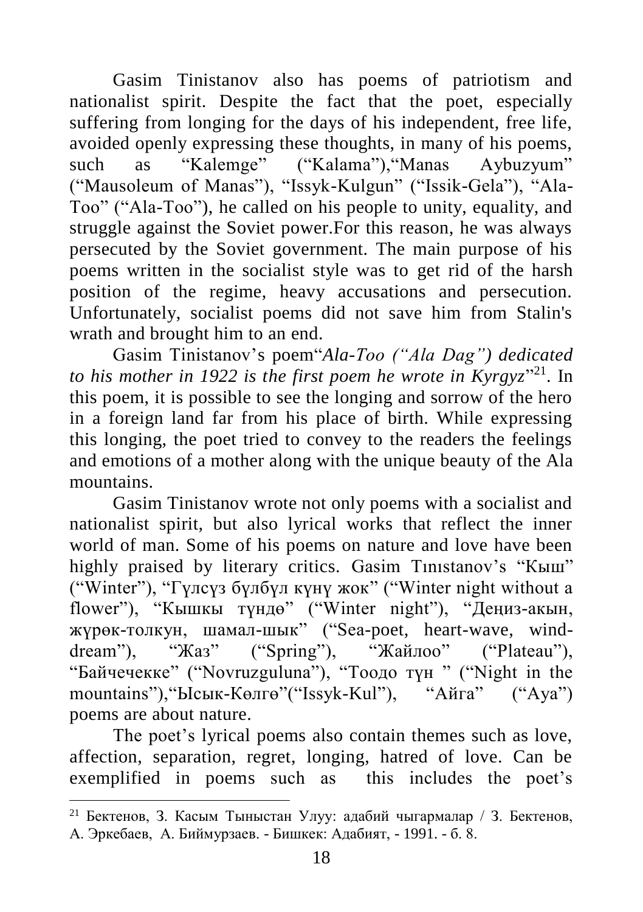Gasim Tinistanov also has poems of patriotism and nationalist spirit. Despite the fact that the poet, especially suffering from longing for the days of his independent, free life, avoided openly expressing these thoughts, in many of his poems, such as "Kalemge" ("Kalama"),"Manas Aybuzyum" ("Mausoleum of Manas"), "Issyk-Kulgun" ("Issik-Gela"), "Ala-Too" ("Ala-Too"), he called on his people to unity, equality, and struggle against the Soviet power.For this reason, he was always persecuted by the Soviet government. The main purpose of his poems written in the socialist style was to get rid of the harsh position of the regime, heavy accusations and persecution. Unfortunately, socialist poems did not save him from Stalin's wrath and brought him to an end.

Gasim Tinistanov's poem"*Ala-Too ("Ala Dag") dedicated to his mother in 1922 is the first poem he wrote in Kyrgyz*"[21]. In this poem, it is possible to see the longing and sorrow of the hero in a foreign land far from his place of birth. While expressing this longing, the poet tried to convey to the readers the feelings and emotions of a mother along with the unique beauty of the Ala mountains.

Gasim Tinistanov wrote not only poems with a socialist and nationalist spirit, but also lyrical works that reflect the inner world of man. Some of his poems on nature and love have been highly praised by literary critics. Gasim Tınıstanov's "Кыш" ("Winter"), "Гүлсүз бүлбүл күнү жок" ("Winter night without a flower"), "Кышкы түндө" ("Winter night"), "Деңиз-акын, жүрөк-толкун, шамал-шык" ("Sea-poet, heart-wave, wind-dream"), "Жаз" ("Spring"), "Жайлоо" ("Plateau"), "Байчечекке" ("Novruzguluna"), "Тоодо түн " ("Night in the mountains"),"Ысык-Көлгө"("Issyk-Kul"), "Айга" ("Aya") poems are about nature.

The poet's lyrical poems also contain themes such as love, affection, separation, regret, longing, hatred of love. Can be exemplified in poems such as this includes the poet's

---

[21] Бектенов, З. Касым Тыныстан Улуу: адабий чыгармалар / З. Бектенов, А. Эркебаев, А. Биймурзаев. - Бишкек: Адабият, - 1991. - б. 8.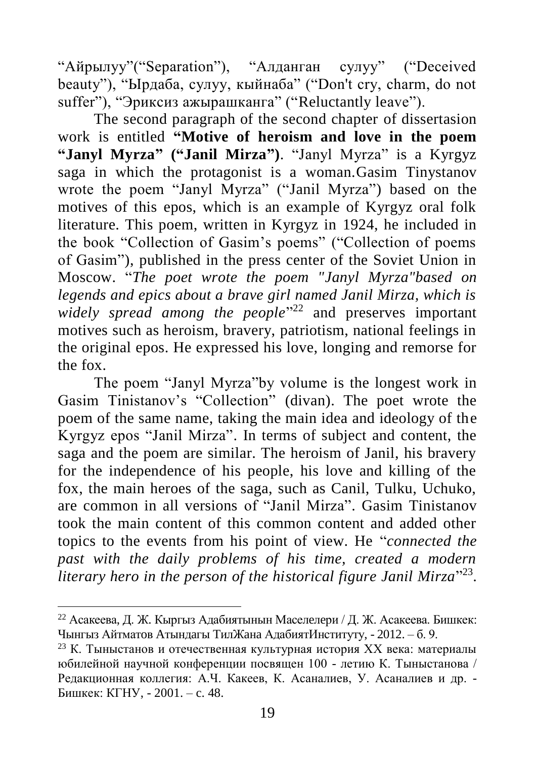"Айрылуу"("Separation"), "Алданган сулуу" ("Deceived beauty"), "Ырдаба, сулуу, кыйнаба" ("Don't cry, charm, do not suffer"), "Эриксиз ажырашканга" ("Reluctantly leave").

The second paragraph of the second chapter of dissertasion work is entitled **"Motive of heroism and love in the poem "Janyl Myrza" ("Janil Mirza")**. "Janyl Myrza" is a Kyrgyz saga in which the protagonist is a woman.Gasim Tinystanov wrote the poem "Janyl Myrza" ("Janil Myrza") based on the motives of this epos, which is an example of Kyrgyz oral folk literature. This poem, written in Kyrgyz in 1924, he included in the book "Collection of Gasim's poems" ("Collection of poems of Gasim"), published in the press center of the Soviet Union in Moscow. "*The poet wrote the poem "Janyl Myrza"based on legends and epics about a brave girl named Janil Mirza, which is widely spread among the people*"[22] and preserves important motives such as heroism, bravery, patriotism, national feelings in the original epos. He expressed his love, longing and remorse for the fox.

The poem "Janyl Myrza"by volume is the longest work in Gasim Tinistanov's "Collection" (divan). The poet wrote the poem of the same name, taking the main idea and ideology of the Kyrgyz epos "Janil Mirza". In terms of subject and content, the saga and the poem are similar. The heroism of Janil, his bravery for the independence of his people, his love and killing of the fox, the main heroes of the saga, such as Canil, Tulku, Uchuko, are common in all versions of "Janil Mirza". Gasim Tinistanov took the main content of this common content and added other topics to the events from his point of view. He "*connected the past with the daily problems of his time, created a modern literary hero in the person of the historical figure Janil Mirza*"[23].

---

[22] Асакеева, Д. Ж. Кыргыз Адабиятынын Маселелери / Д. Ж. Асакеева. Бишкек: Чынгыз Айтматов Атындагы ТилЖана АдабиятИнституту, - 2012. – б. 9.

[23] К. Тыныстанов и отечественная культурная история XX века: материалы юбилейной научной конференции посвящен 100 - летию К. Тыныстанова / Редакционная коллегия: А.Ч. Какеев, К. Асаналиев, У. Асаналиев и др. - Бишкек: КГНУ, - 2001. – с. 48.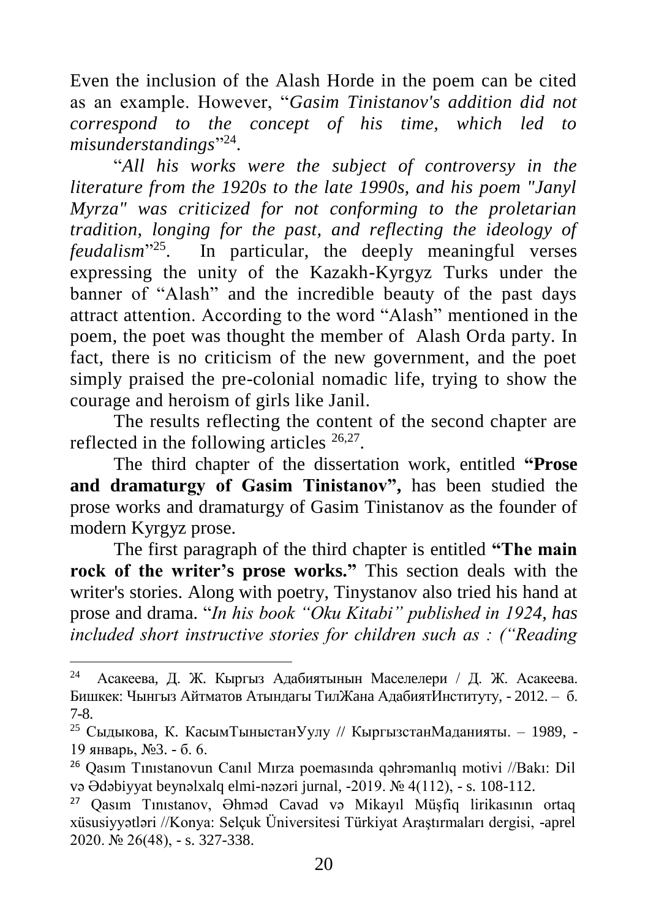Even the inclusion of the Alash Horde in the poem can be cited as an example. However, "*Gasim Tinistanov's addition did not correspond to the concept of his time, which led to misunderstandings*"[24].

"*All his works were the subject of controversy in the literature from the 1920s to the late 1990s, and his poem "Janyl Myrza" was criticized for not conforming to the proletarian tradition, longing for the past, and reflecting the ideology of feudalism*"[25]. In particular, the deeply meaningful verses expressing the unity of the Kazakh-Kyrgyz Turks under the banner of "Alash" and the incredible beauty of the past days attract attention. According to the word "Alash" mentioned in the poem, the poet was thought the member of Alash Orda party. In fact, there is no criticism of the new government, and the poet simply praised the pre-colonial nomadic life, trying to show the courage and heroism of girls like Janil.

The results reflecting the content of the second chapter are reflected in the following articles [26,27].

The third chapter of the dissertation work, entitled **"Prose and dramaturgy of Gasim Tinistanov",** has been studied the prose works and dramaturgy of Gasim Tinistanov as the founder of modern Kyrgyz prose.

The first paragraph of the third chapter is entitled **"The main rock of the writer's prose works."** This section deals with the writer's stories. Along with poetry, Tinystanov also tried his hand at prose and drama. "*In his book "Oku Kitabi" published in 1924, has included short instructive stories for children such as : ("Reading*

---

[24] Асакеева, Д. Ж. Кыргыз Адабиятынын Маселелери / Д. Ж. Асакеева. Бишкек: Чынгыз Айтматов Атындагы ТилЖана АдабиятИнститутy, - 2012. – б. 7-8.

[25] Сыдыкова, К. КасымТыныстанУулу // КыргызстанМаданияты. – 1989, - 19 январь, №3. - б. 6.

[26] Qasım Tınıstanovun Canıl Mırza poemasında qəhrəmanlıq motivi //Bakı: Dil və Ədəbiyyat beynəlxalq elmi-nəzəri jurnal, -2019. № 4(112), - s. 108-112.

[27] Qasım Tınıstanov, Əhməd Cavad və Mikayıl Müşfiq lirikasının ortaq xüsusiyyətləri //Konya: Selçuk Üniversitesi Türkiyat Araştırmaları dergisi, -aprel 2020. № 26(48), - s. 327-338.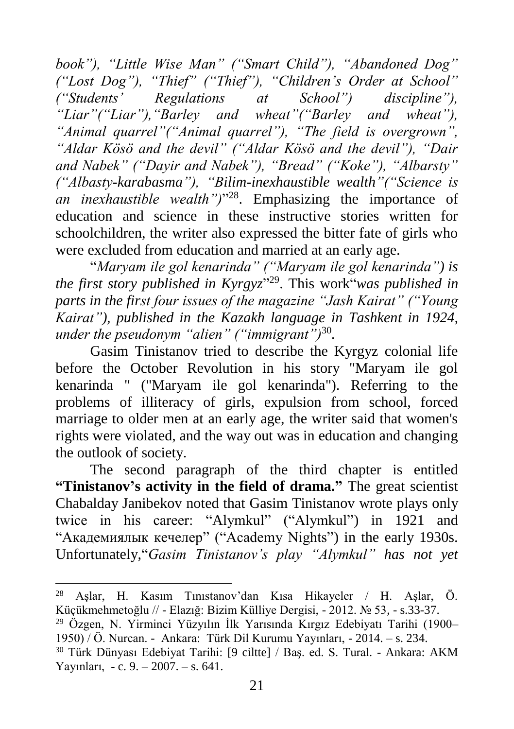*book"), "Little Wise Man" ("Smart Child"), "Abandoned Dog" ("Lost Dog"), "Thief" ("Thief"), "Children's Order at School" ("Students' Regulations at School") discipline"), "Liar"("Liar"),"Barley and wheat"("Barley and wheat"), "Animal quarrel"("Animal quarrel"), "The field is overgrown", "Aldar Kösö and the devil" ("Aldar Kösö and the devil"), "Dair and Nabek" ("Dayir and Nabek"), "Bread" ("Koke"), "Albarsty" ("Albasty-karabasma"), "Bilim-inexhaustible wealth"("Science is an inexhaustible wealth")*"[28]. Emphasizing the importance of education and science in these instructive stories written for schoolchildren, the writer also expressed the bitter fate of girls who were excluded from education and married at an early age.

"*Maryam ile gol kenarinda" ("Maryam ile gol kenarinda") is the first story published in Kyrgyz*"[29]. This work"*was published in parts in the first four issues of the magazine "Jash Kairat" ("Young Kairat"), published in the Kazakh language in Tashkent in 1924, under the pseudonym "alien" ("immigrant")*[30].

Gasim Tinistanov tried to describe the Kyrgyz colonial life before the October Revolution in his story "Maryam ile gol kenarinda " ("Maryam ile gol kenarinda"). Referring to the problems of illiteracy of girls, expulsion from school, forced marriage to older men at an early age, the writer said that women's rights were violated, and the way out was in education and changing the outlook of society.

The second paragraph of the third chapter is entitled **"Tinistanov's activity in the field of drama."** The great scientist Chabalday Janibekov noted that Gasim Tinistanov wrote plays only twice in his career: "Alymkul" ("Alymkul") in 1921 and "Академиялык кечелер" ("Academy Nights") in the early 1930s. Unfortunately,"*Gasim Tinistanov's play "Alymkul" has not yet*

---

[28] Aşlar, H. Kasım Tınıstanov'dan Kısa Hikayeler / H. Aşlar, Ö. Küçükmehmetoğlu // - Elazığ: Bizim Külliye Dergisi, - 2012. № 53, - s.33-37.

[29] Özgen, N. Yirminci Yüzyılın İlk Yarısında Kırgız Edebiyatı Tarihi (1900–1950) / Ö. Nurcan. - Ankara: Türk Dil Kurumu Yayınları, - 2014. – s. 234.

[30] Türk Dünyası Edebiyat Tarihi: [9 ciltte] / Baş. ed. S. Tural. - Ankara: AKM Yayınları, - c. 9. – 2007. – s. 641.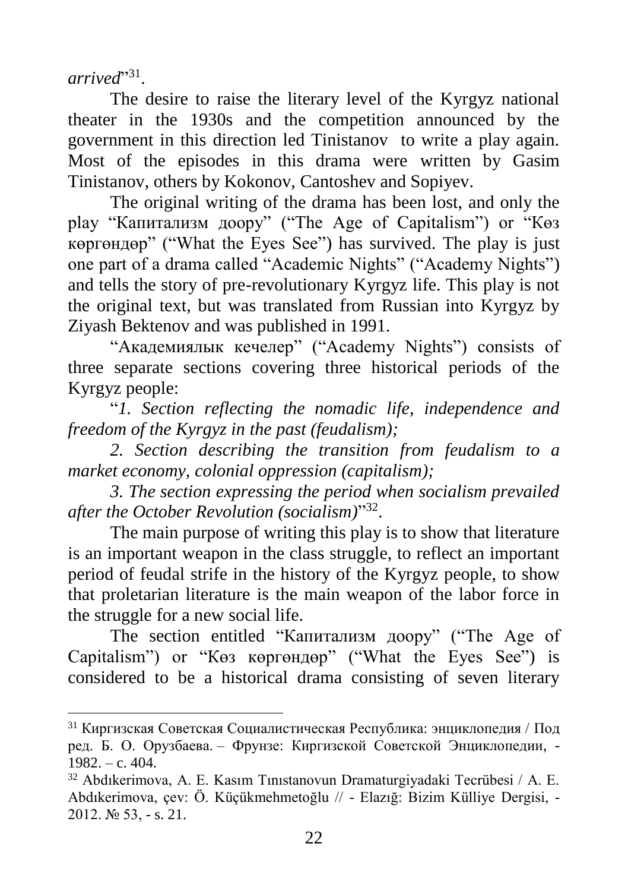*arrived*"[31].

The desire to raise the literary level of the Kyrgyz national theater in the 1930s and the competition announced by the government in this direction led Tinistanov to write a play again. Most of the episodes in this drama were written by Gasim Tinistanov, others by Kokonov, Cantoshev and Sopiyev.

The original writing of the drama has been lost, and only the play "Капитализм доору" ("The Age of Capitalism") or "Көз көргөндөр" ("What the Eyes See") has survived. The play is just one part of a drama called "Academic Nights" ("Academy Nights") and tells the story of pre-revolutionary Kyrgyz life. This play is not the original text, but was translated from Russian into Kyrgyz by Ziyash Bektenov and was published in 1991.

"Академиялык кечелер" ("Academy Nights") consists of three separate sections covering three historical periods of the Kyrgyz people:

"*1. Section reflecting the nomadic life, independence and freedom of the Kyrgyz in the past (feudalism);*

*2. Section describing the transition from feudalism to a market economy, colonial oppression (capitalism);*

*3. The section expressing the period when socialism prevailed after the October Revolution (socialism)*"[32].

The main purpose of writing this play is to show that literature is an important weapon in the class struggle, to reflect an important period of feudal strife in the history of the Kyrgyz people, to show that proletarian literature is the main weapon of the labor force in the struggle for a new social life.

The section entitled "Капитализм доору" ("The Age of Capitalism") or "Көз көргөндөр" ("What the Eyes See") is considered to be a historical drama consisting of seven literary

---

[31] Киргизская Советская Социалистическая Республика: энциклопедия / Под ред. Б. О. Орузбаева. – Фрунзе: Киргизской Советской Энциклопедии, - 1982. – с. 404.

[32] Abdıkerimova, A. E. Kasım Tınıstanovun Dramaturgiyadaki Tecrübesi / A. E. Abdıkerimova, çev: Ö. Küçükmehmetoğlu // - Elazığ: Bizim Külliye Dergisi, - 2012. № 53, - s. 21.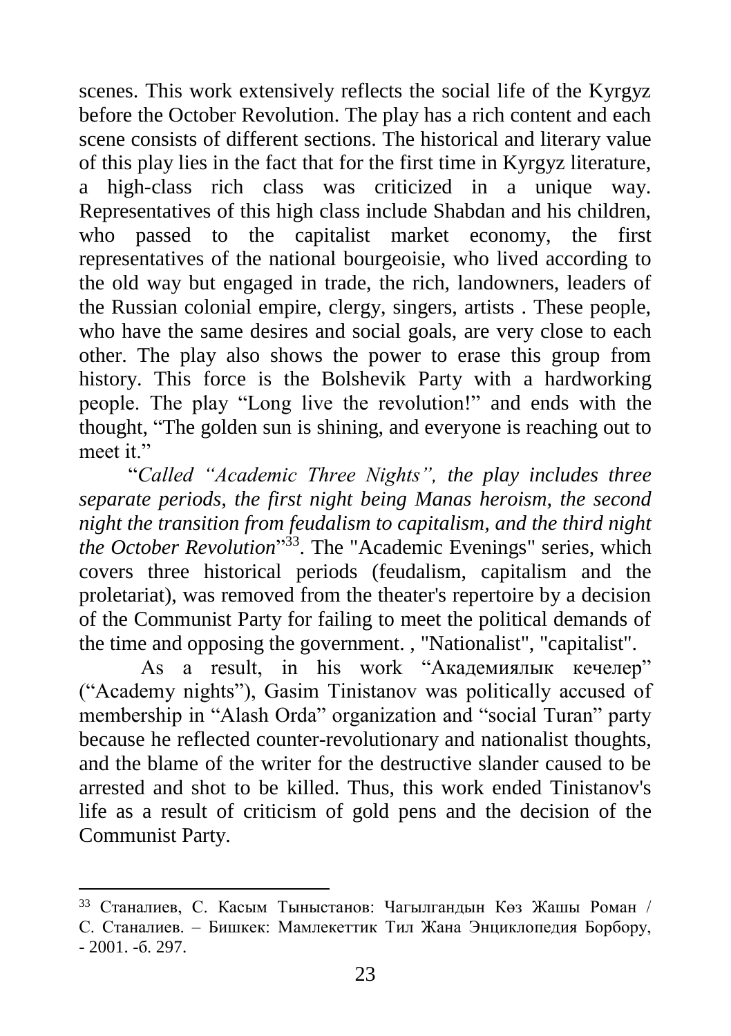scenes. This work extensively reflects the social life of the Kyrgyz before the October Revolution. The play has a rich content and each scene consists of different sections. The historical and literary value of this play lies in the fact that for the first time in Kyrgyz literature, a high-class rich class was criticized in a unique way. Representatives of this high class include Shabdan and his children, who passed to the capitalist market economy, the first representatives of the national bourgeoisie, who lived according to the old way but engaged in trade, the rich, landowners, leaders of the Russian colonial empire, clergy, singers, artists . These people, who have the same desires and social goals, are very close to each other. The play also shows the power to erase this group from history. This force is the Bolshevik Party with a hardworking people. The play "Long live the revolution!" and ends with the thought, "The golden sun is shining, and everyone is reaching out to meet it."

"*Called "Academic Three Nights", the play includes three separate periods, the first night being Manas heroism, the second night the transition from feudalism to capitalism, and the third night the October Revolution*"[33]. The "Academic Evenings" series, which covers three historical periods (feudalism, capitalism and the proletariat), was removed from the theater's repertoire by a decision of the Communist Party for failing to meet the political demands of the time and opposing the government. , "Nationalist", "capitalist".

As a result, in his work "Академиялык кечелер" ("Academy nights"), Gasim Tinistanov was politically accused of membership in "Alash Orda" organization and "social Turan" party because he reflected counter-revolutionary and nationalist thoughts, and the blame of the writer for the destructive slander caused to be arrested and shot to be killed. Thus, this work ended Tinistanov's life as a result of criticism of gold pens and the decision of the Communist Party.

---

[33] Станалиев, С. Касым Тыныстанов: Чагылгандын Көз Жашы Роман / С. Станалиев. – Бишкек: Мамлекеттик Тил Жана Энциклопедия Борбору, - 2001. -б. 297.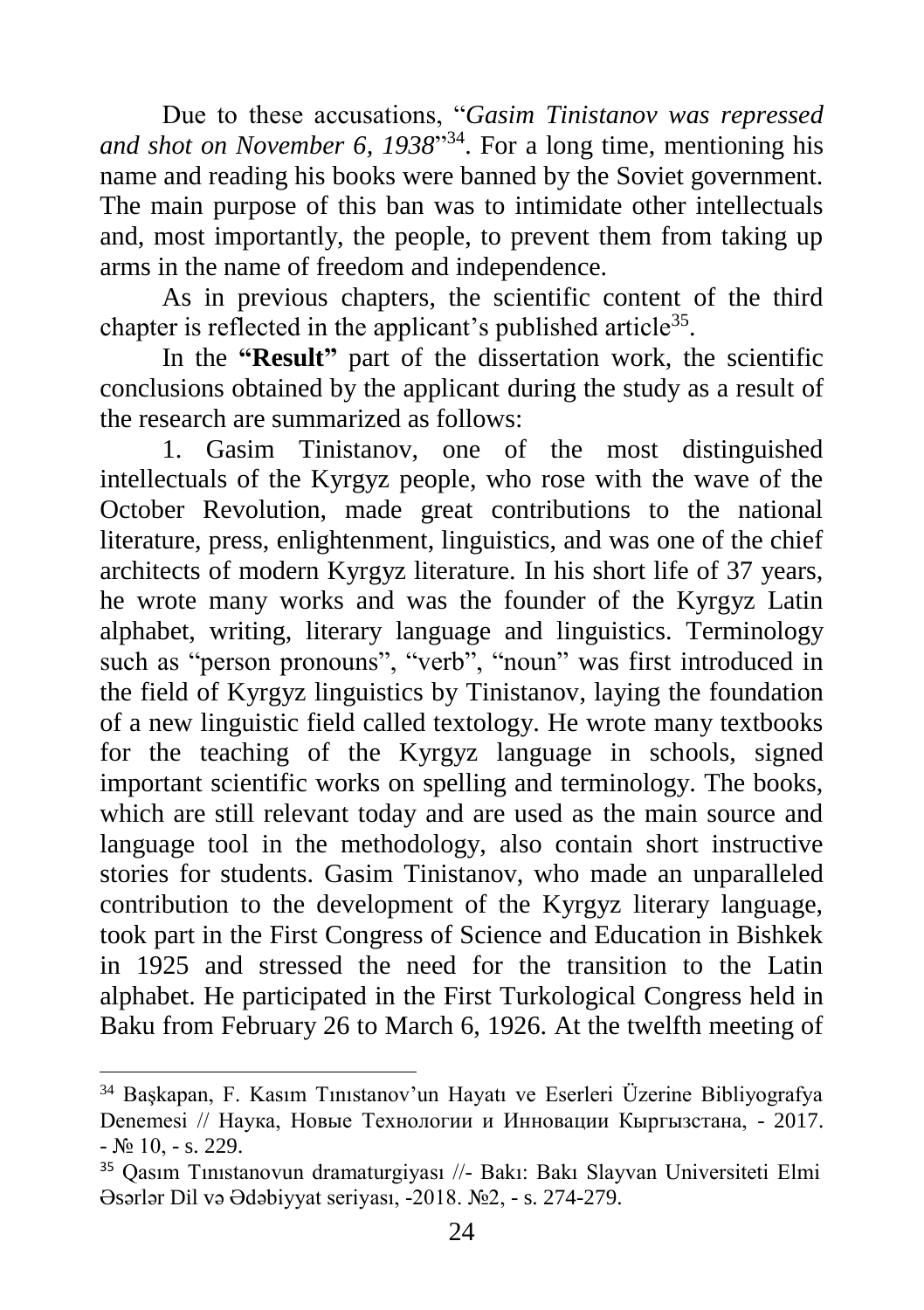Due to these accusations, "*Gasim Tinistanov was repressed and shot on November 6, 1938*"[34]. For a long time, mentioning his name and reading his books were banned by the Soviet government. The main purpose of this ban was to intimidate other intellectuals and, most importantly, the people, to prevent them from taking up arms in the name of freedom and independence.

As in previous chapters, the scientific content of the third chapter is reflected in the applicant's published article[35].

In the **"Result"** part of the dissertation work, the scientific conclusions obtained by the applicant during the study as a result of the research are summarized as follows:

1. Gasim Tinistanov, one of the most distinguished intellectuals of the Kyrgyz people, who rose with the wave of the October Revolution, made great contributions to the national literature, press, enlightenment, linguistics, and was one of the chief architects of modern Kyrgyz literature. In his short life of 37 years, he wrote many works and was the founder of the Kyrgyz Latin alphabet, writing, literary language and linguistics. Terminology such as "person pronouns", "verb", "noun" was first introduced in the field of Kyrgyz linguistics by Tinistanov, laying the foundation of a new linguistic field called textology. He wrote many textbooks for the teaching of the Kyrgyz language in schools, signed important scientific works on spelling and terminology. The books, which are still relevant today and are used as the main source and language tool in the methodology, also contain short instructive stories for students. Gasim Tinistanov, who made an unparalleled contribution to the development of the Kyrgyz literary language, took part in the First Congress of Science and Education in Bishkek in 1925 and stressed the need for the transition to the Latin alphabet. He participated in the First Turkological Congress held in Baku from February 26 to March 6, 1926. At the twelfth meeting of

---

[34] Başkapan, F. Kasım Tınıstanov'un Hayatı ve Eserleri Üzerine Bibliyografya Denemesi // Наука, Новые Технологии и Инновации Кыргызстана, - 2017. - № 10, - s. 229.

[35] Qasım Tınıstanovun dramaturgiyası //- Bakı: Bakı Slayvan Universiteti Elmi Əsərlər Dil və Ədəbiyyat seriyası, -2018. №2, - s. 274-279.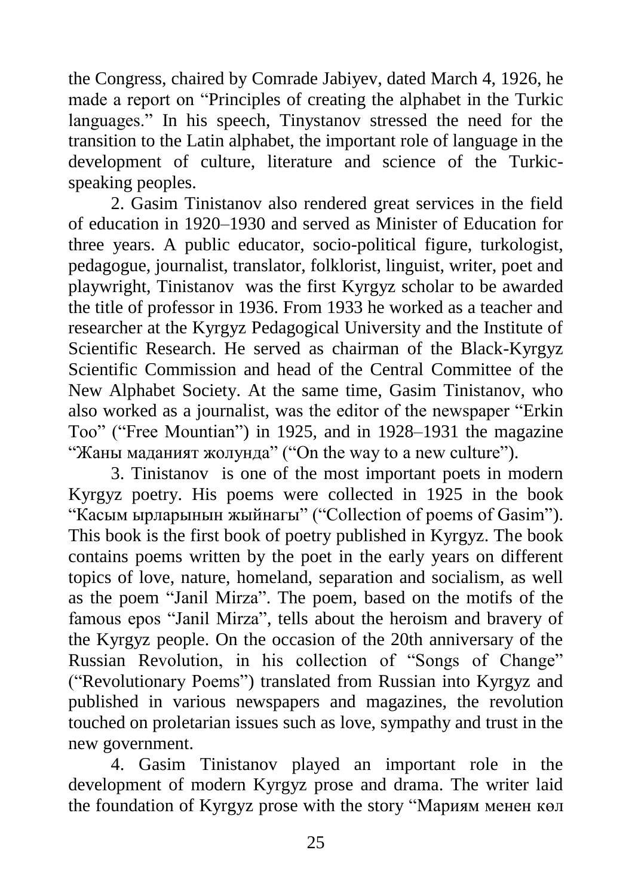the Congress, chaired by Comrade Jabiyev, dated March 4, 1926, he made a report on "Principles of creating the alphabet in the Turkic languages." In his speech, Tinystanov stressed the need for the transition to the Latin alphabet, the important role of language in the development of culture, literature and science of the Turkic-speaking peoples.

2. Gasim Tinistanov also rendered great services in the field of education in 1920–1930 and served as Minister of Education for three years. A public educator, socio-political figure, turkologist, pedagogue, journalist, translator, folklorist, linguist, writer, poet and playwright, Tinistanov was the first Kyrgyz scholar to be awarded the title of professor in 1936. From 1933 he worked as a teacher and researcher at the Kyrgyz Pedagogical University and the Institute of Scientific Research. He served as chairman of the Black-Kyrgyz Scientific Commission and head of the Central Committee of the New Alphabet Society. At the same time, Gasim Tinistanov, who also worked as a journalist, was the editor of the newspaper "Erkin Too" ("Free Mountian") in 1925, and in 1928–1931 the magazine "Жаны маданият жолунда" ("On the way to a new culture").

3. Tinistanov is one of the most important poets in modern Kyrgyz poetry. His poems were collected in 1925 in the book "Касым ырларынын жыйнагы" ("Collection of poems of Gasim"). This book is the first book of poetry published in Kyrgyz. The book contains poems written by the poet in the early years on different topics of love, nature, homeland, separation and socialism, as well as the poem "Janil Mirza". The poem, based on the motifs of the famous epos "Janil Mirza", tells about the heroism and bravery of the Kyrgyz people. On the occasion of the 20th anniversary of the Russian Revolution, in his collection of "Songs of Change" ("Revolutionary Poems") translated from Russian into Kyrgyz and published in various newspapers and magazines, the revolution touched on proletarian issues such as love, sympathy and trust in the new government.

4. Gasim Tinistanov played an important role in the development of modern Kyrgyz prose and drama. The writer laid the foundation of Kyrgyz prose with the story "Марийям менен көл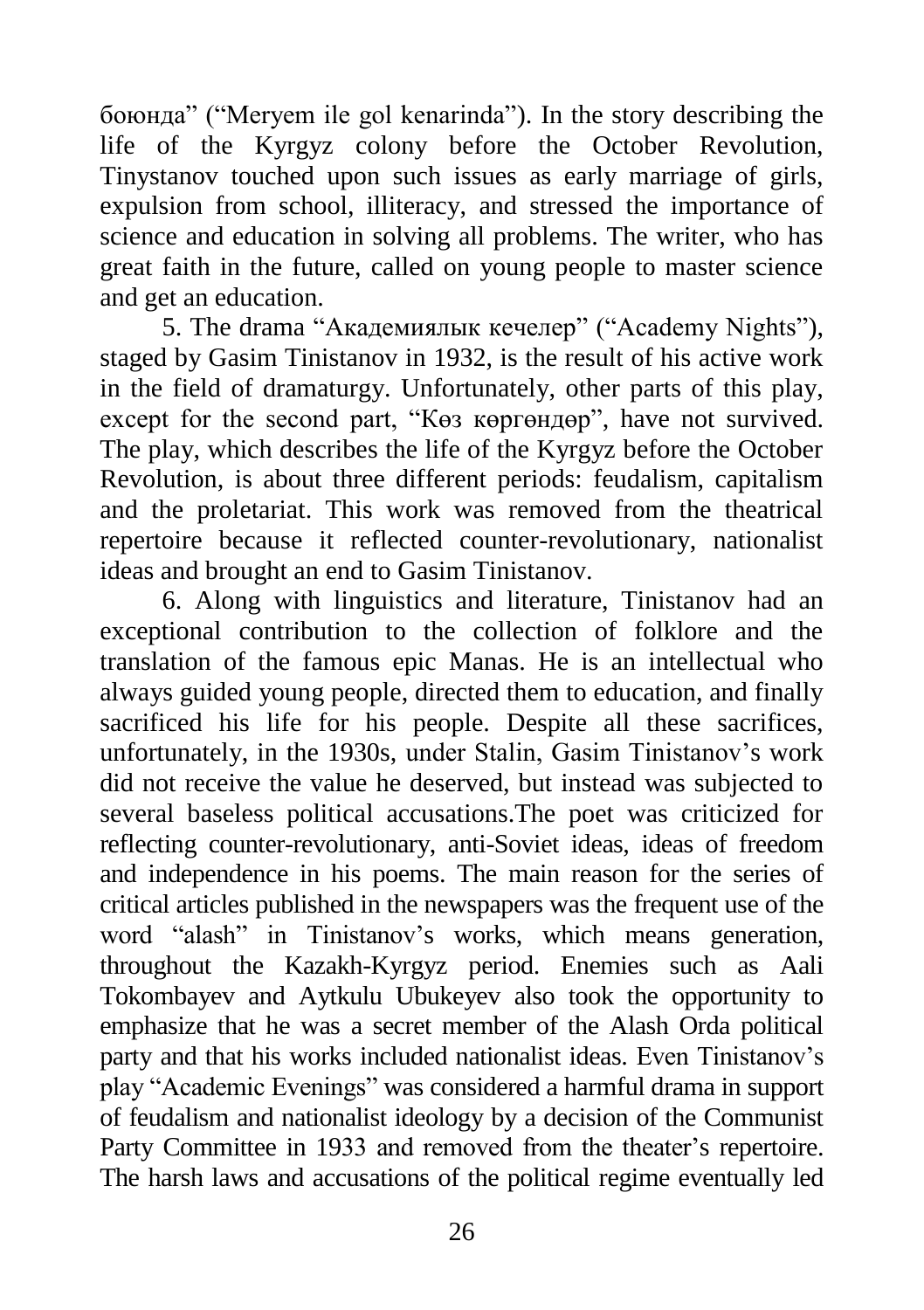боюнда" ("Meryem ile gol kenarinda"). In the story describing the life of the Kyrgyz colony before the October Revolution, Tinystanov touched upon such issues as early marriage of girls, expulsion from school, illiteracy, and stressed the importance of science and education in solving all problems. The writer, who has great faith in the future, called on young people to master science and get an education.

5. The drama "Академиялык кечелер" ("Academy Nights"), staged by Gasim Tinistanov in 1932, is the result of his active work in the field of dramaturgy. Unfortunately, other parts of this play, except for the second part, "Көз көргөндөр", have not survived. The play, which describes the life of the Kyrgyz before the October Revolution, is about three different periods: feudalism, capitalism and the proletariat. This work was removed from the theatrical repertoire because it reflected counter-revolutionary, nationalist ideas and brought an end to Gasim Tinistanov.

6. Along with linguistics and literature, Tinistanov had an exceptional contribution to the collection of folklore and the translation of the famous epic Manas. He is an intellectual who always guided young people, directed them to education, and finally sacrificed his life for his people. Despite all these sacrifices, unfortunately, in the 1930s, under Stalin, Gasim Tinistanov's work did not receive the value he deserved, but instead was subjected to several baseless political accusations.The poet was criticized for reflecting counter-revolutionary, anti-Soviet ideas, ideas of freedom and independence in his poems. The main reason for the series of critical articles published in the newspapers was the frequent use of the word "alash" in Tinistanov's works, which means generation, throughout the Kazakh-Kyrgyz period. Enemies such as Aali Tokombayev and Aytkulu Ubukeyev also took the opportunity to emphasize that he was a secret member of the Alash Orda political party and that his works included nationalist ideas. Even Tinistanov's play "Academic Evenings" was considered a harmful drama in support of feudalism and nationalist ideology by a decision of the Communist Party Committee in 1933 and removed from the theater's repertoire. The harsh laws and accusations of the political regime eventually led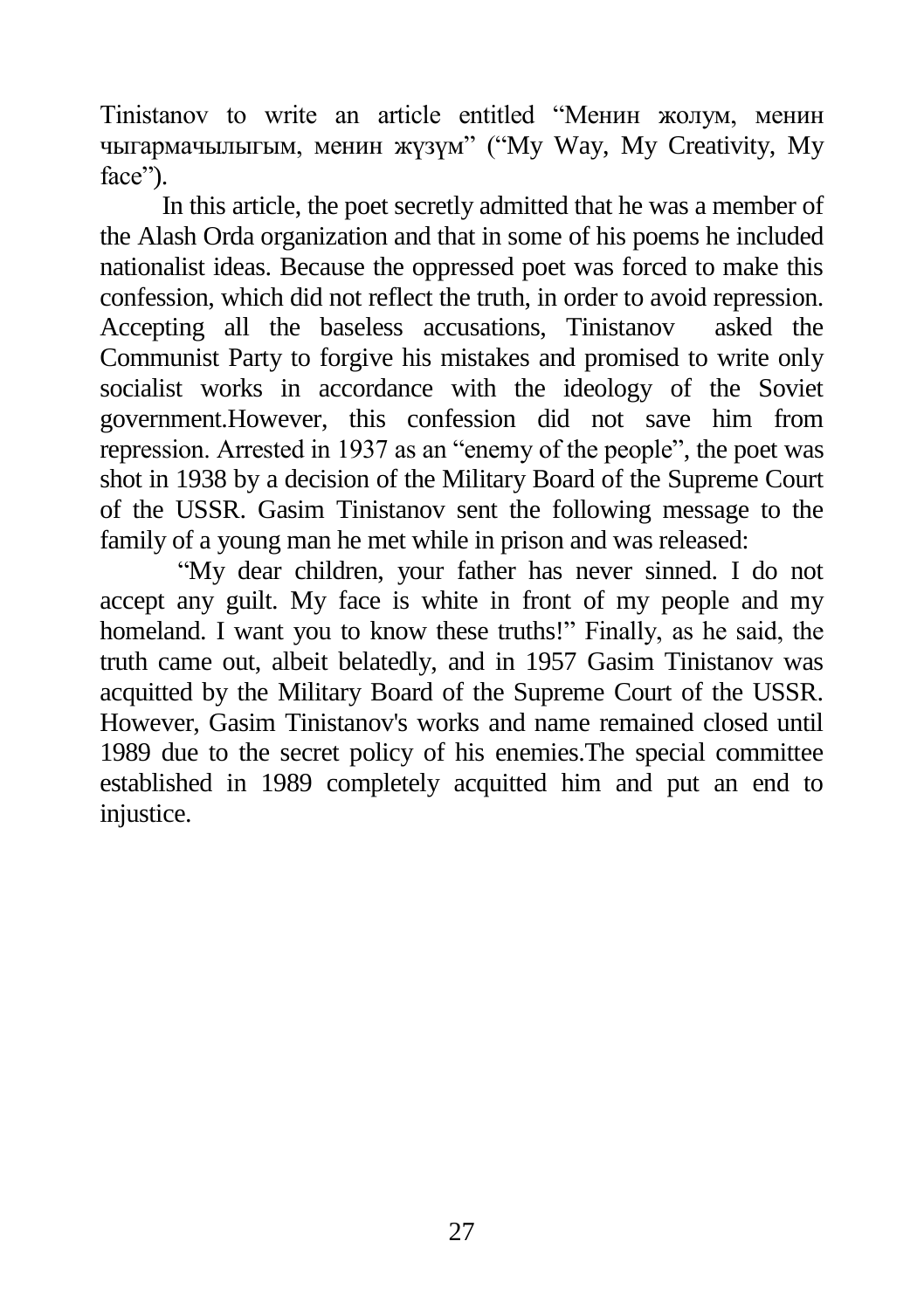Tinistanov to write an article entitled “Менин жолум, менин чыгармачылыгым, менин жүзүм” (“My Way, My Creativity, My face”).

In this article, the poet secretly admitted that he was a member of the Alash Orda organization and that in some of his poems he included nationalist ideas. Because the oppressed poet was forced to make this confession, which did not reflect the truth, in order to avoid repression. Accepting all the baseless accusations, Tinistanov asked the Communist Party to forgive his mistakes and promised to write only socialist works in accordance with the ideology of the Soviet government.However, this confession did not save him from repression. Arrested in 1937 as an “enemy of the people”, the poet was shot in 1938 by a decision of the Military Board of the Supreme Court of the USSR. Gasim Tinistanov sent the following message to the family of a young man he met while in prison and was released:

“My dear children, your father has never sinned. I do not accept any guilt. My face is white in front of my people and my homeland. I want you to know these truths!” Finally, as he said, the truth came out, albeit belatedly, and in 1957 Gasim Tinistanov was acquitted by the Military Board of the Supreme Court of the USSR. However, Gasim Tinistanov's works and name remained closed until 1989 due to the secret policy of his enemies.The special committee established in 1989 completely acquitted him and put an end to injustice.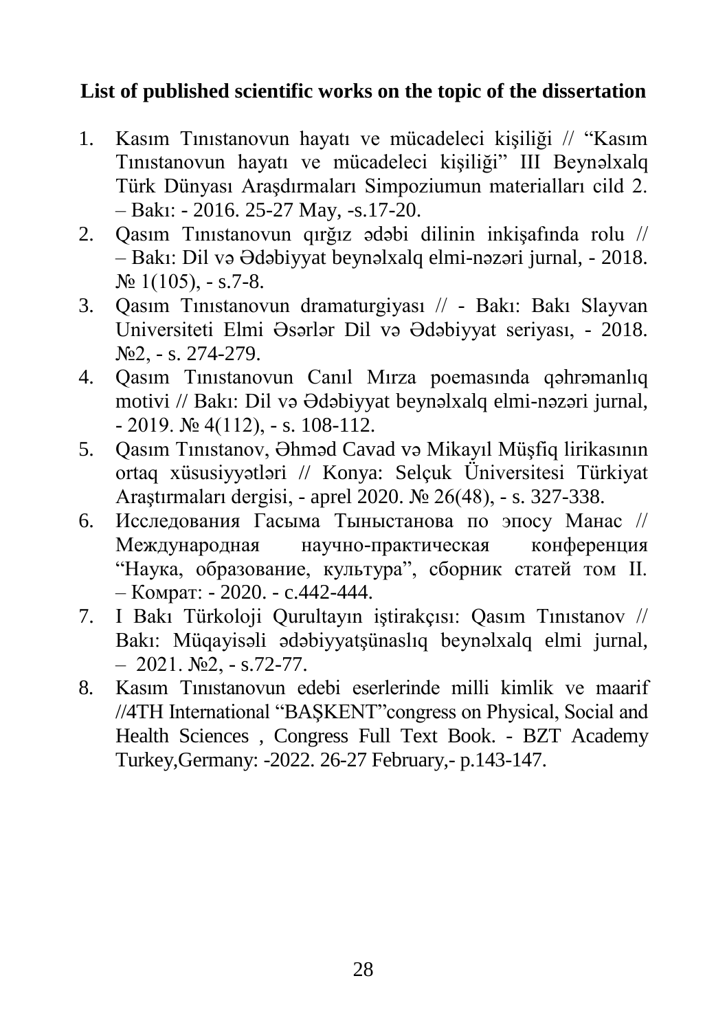**List of published scientific works on the topic of the dissertation**

1. Kasım Tınıstanovun hayatı ve mücadeleci kişiliği // "Kasım Tınıstanovun hayatı ve mücadeleci kişiliği" III Beynəlxalq Türk Dünyası Araşdırmaları Simpoziumun materialları cild 2. – Bakı: - 2016. 25-27 May, -s.17-20.
2. Qasım Tınıstanovun qırğız ədəbi dilinin inkişafında rolu // – Bakı: Dil və Ədəbiyyat beynəlxalq elmi-nəzəri jurnal, - 2018. № 1(105), - s.7-8.
3. Qasım Tınıstanovun dramaturgiyası // - Bakı: Bakı Slayvan Universiteti Elmi Əsərlər Dil və Ədəbiyyat seriyası, - 2018. №2, - s. 274-279.
4. Qasım Tınıstanovun Canıl Mırza poemasında qəhrəmanlıq motivi // Bakı: Dil və Ədəbiyyat beynəlxalq elmi-nəzəri jurnal, - 2019. № 4(112), - s. 108-112.
5. Qasım Tınıstanov, Əhməd Cavad və Mikayıl Müşfiq lirikasının ortaq xüsusiyyətləri // Konya: Selçuk Üniversitesi Türkiyat Araştırmaları dergisi, - aprel 2020. № 26(48), - s. 327-338.
6. Исследования Гасыма Тыныстанова по эпосу Манас // Международная научно-практическая конференция "Наука, образование, культура", сборник статей том II. – Комрат: - 2020. - c.442-444.
7. I Bakı Türkoloji Qurultayın iştirakçısı: Qasım Tınıstanov // Bakı: Müqayisəli ədəbiyyatşünaslıq beynəlxalq elmi jurnal, – 2021. №2, - s.72-77.
8. Kasım Tınıstanovun edebi eserlerinde milli kimlik ve maarif //4TH International "BAŞKENT"congress on Physical, Social and Health Sciences , Congress Full Text Book. - BZT Academy Turkey,Germany: -2022. 26-27 February,- p.143-147.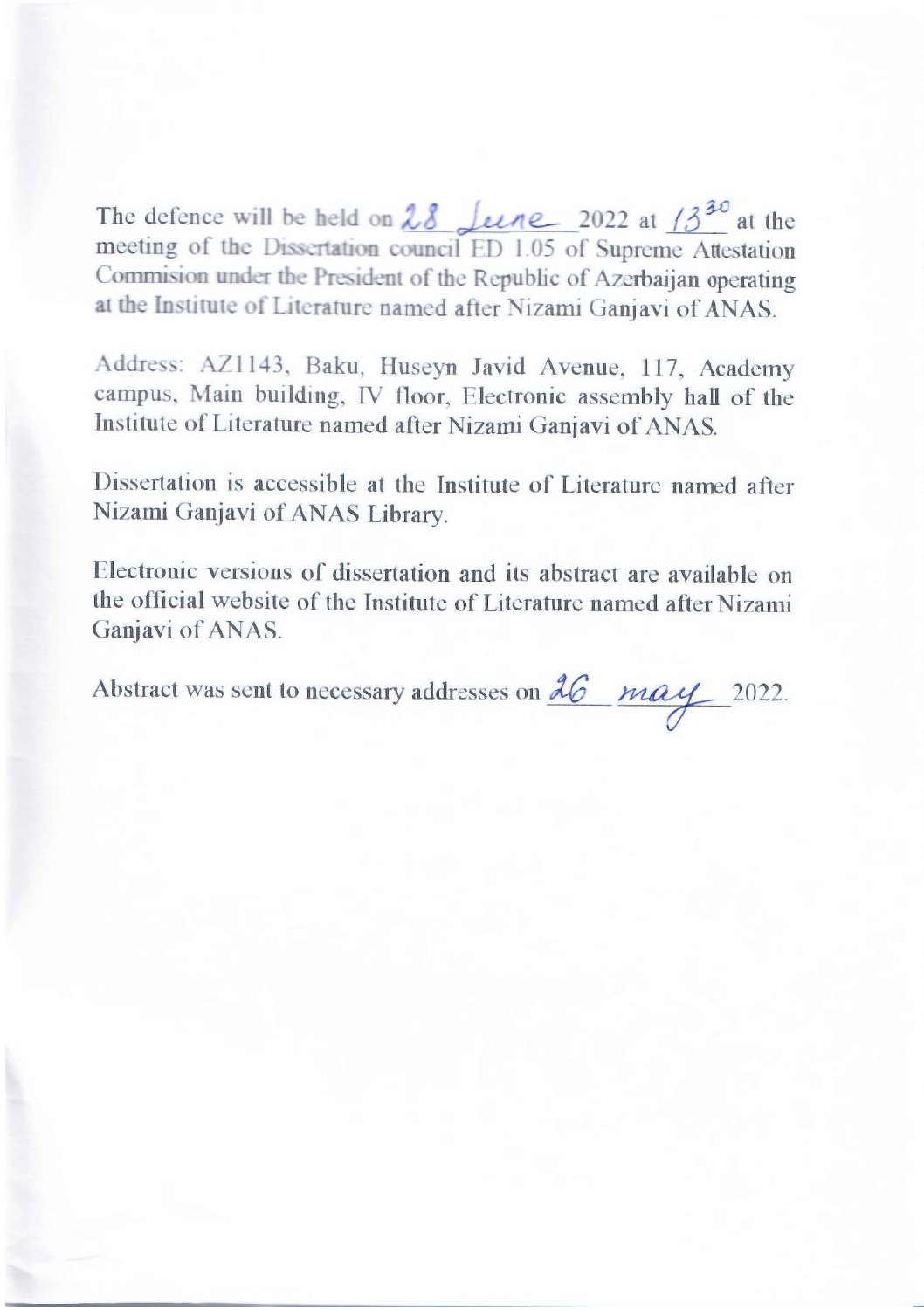The defence will be held on 28 June 2022 at $13^{30}$ at the meeting of the Dissertation council ED 1.05 of Supreme Attestation Commision under the President of the Republic of Azerbaijan operating at the Institute of Literature named after Nizami Ganjavi of ANAS.

Address: AZ1143, Baku, Huseyn Javid Avenue, 117, Academy campus, Main building, IV floor, Electronic assembly hall of the Institute of Literature named after Nizami Ganjavi of ANAS.

Dissertation is accessible at the Institute of Literature named after Nizami Ganjavi of ANAS Library.

Electronic versions of dissertation and its abstract are available on the official website of the Institute of Literature named after Nizami Ganjavi of ANAS.

Abstract was sent to necessary addresses on 26 may 2022.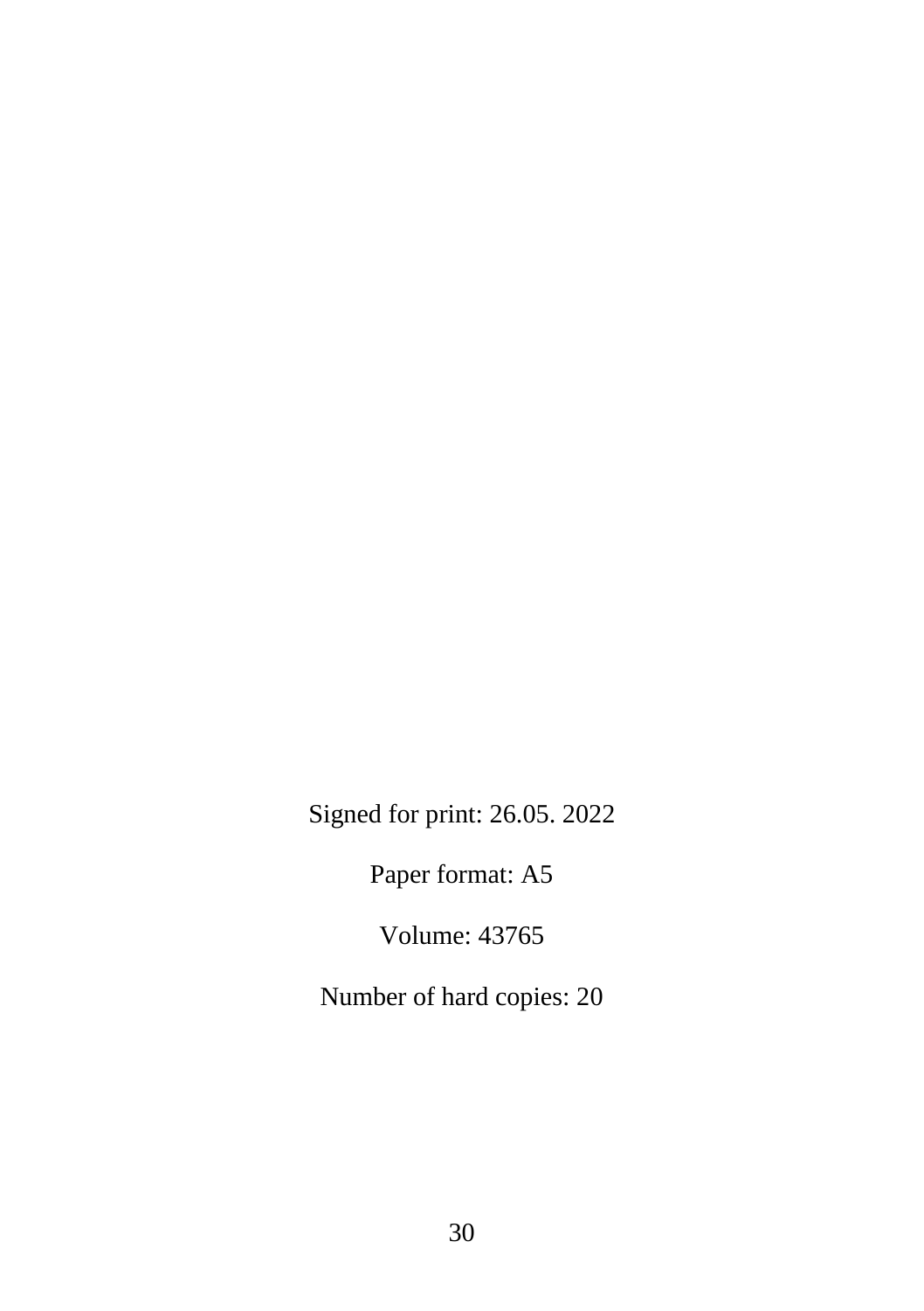Signed for print: 26.05. 2022

Paper format: A5

Volume: 43765

Number of hard copies: 20